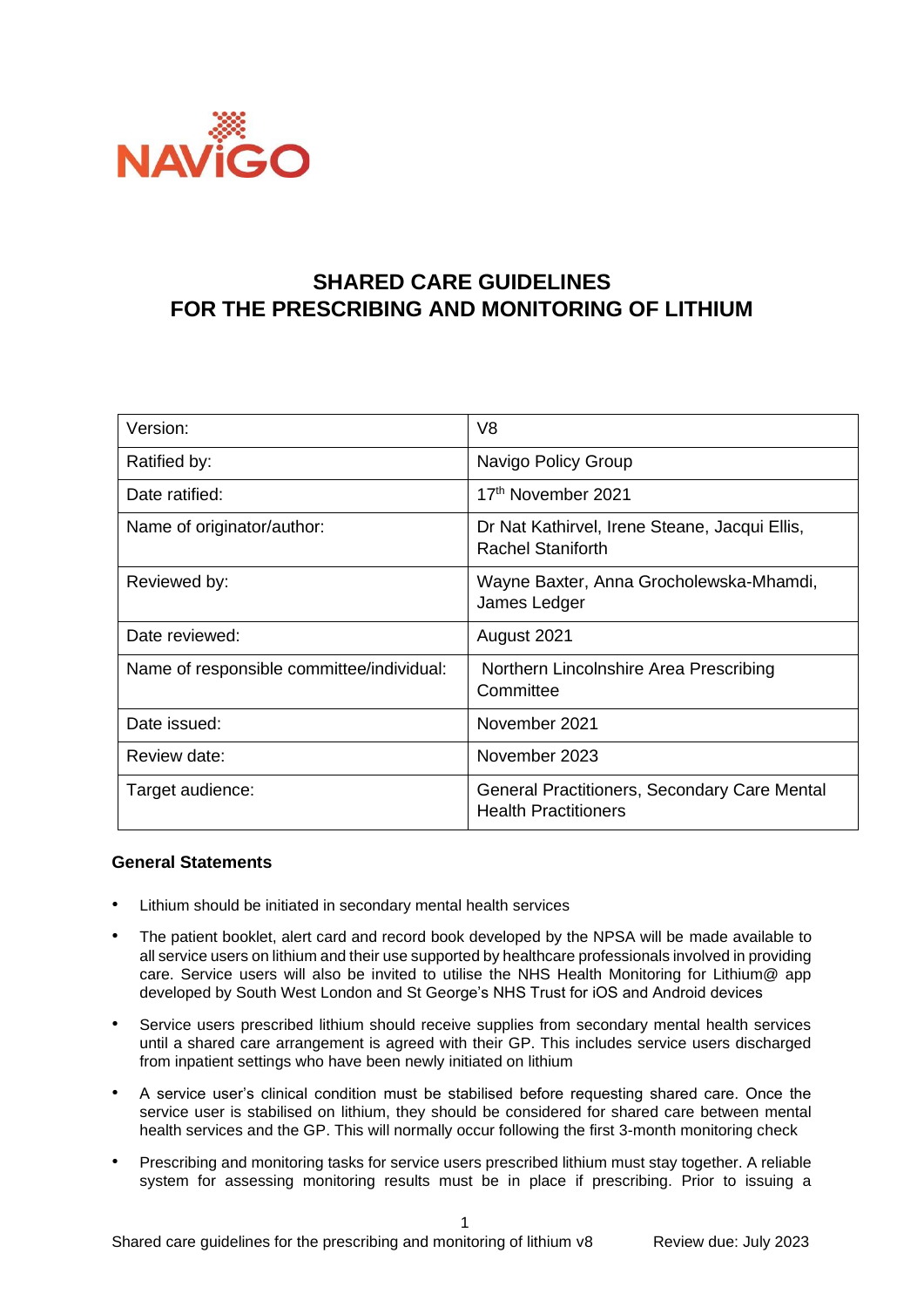NAVIGO

# SHARED CARE GUIDELINES
# FOR THE PRESCRIBING AND MONITORING OF LITHIUM

| | |
|---|---|
| Version: | V8 |
| Ratified by: | Navigo Policy Group |
| Date ratified: | 17th November 2021 |
| Name of originator/author: | Dr Nat Kathirvel, Irene Steane, Jacqui Ellis, Rachel Staniforth |
| Reviewed by: | Wayne Baxter, Anna Grocholewska-Mhamdi, James Ledger |
| Date reviewed: | August 2021 |
| Name of responsible committee/individual: | Northern Lincolnshire Area Prescribing Committee |
| Date issued: | November 2021 |
| Review date: | November 2023 |
| Target audience: | General Practitioners, Secondary Care Mental Health Practitioners |

### General Statements

- Lithium should be initiated in secondary mental health services
- The patient booklet, alert card and record book developed by the NPSA will be made available to all service users on lithium and their use supported by healthcare professionals involved in providing care. Service users will also be invited to utilise the NHS Health Monitoring for Lithium@ app developed by South West London and St George's NHS Trust for iOS and Android devices
- Service users prescribed lithium should receive supplies from secondary mental health services until a shared care arrangement is agreed with their GP. This includes service users discharged from inpatient settings who have been newly initiated on lithium
- A service user's clinical condition must be stabilised before requesting shared care. Once the service user is stabilised on lithium, they should be considered for shared care between mental health services and the GP. This will normally occur following the first 3-month monitoring check
- Prescribing and monitoring tasks for service users prescribed lithium must stay together. A reliable system for assessing monitoring results must be in place if prescribing. Prior to issuing a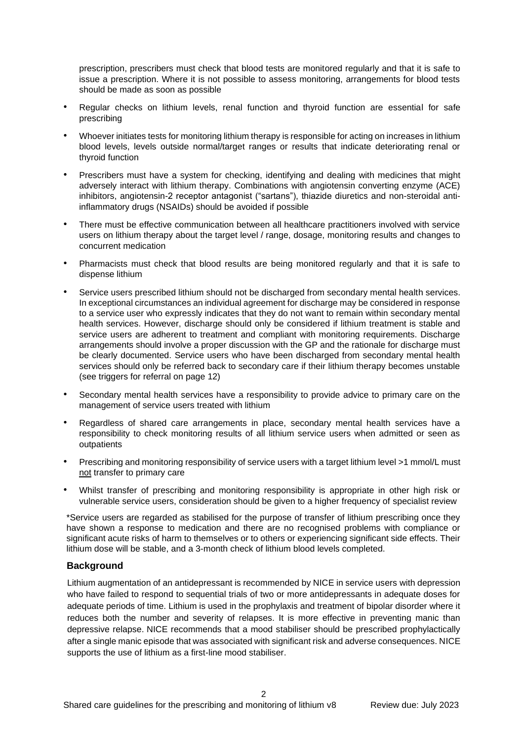prescription, prescribers must check that blood tests are monitored regularly and that it is safe to issue a prescription. Where it is not possible to assess monitoring, arrangements for blood tests should be made as soon as possible

- Regular checks on lithium levels, renal function and thyroid function are essential for safe prescribing
- Whoever initiates tests for monitoring lithium therapy is responsible for acting on increases in lithium blood levels, levels outside normal/target ranges or results that indicate deteriorating renal or thyroid function
- Prescribers must have a system for checking, identifying and dealing with medicines that might adversely interact with lithium therapy. Combinations with angiotensin converting enzyme (ACE) inhibitors, angiotensin-2 receptor antagonist ("sartans"), thiazide diuretics and non-steroidal anti-inflammatory drugs (NSAIDs) should be avoided if possible
- There must be effective communication between all healthcare practitioners involved with service users on lithium therapy about the target level / range, dosage, monitoring results and changes to concurrent medication
- Pharmacists must check that blood results are being monitored regularly and that it is safe to dispense lithium
- Service users prescribed lithium should not be discharged from secondary mental health services. In exceptional circumstances an individual agreement for discharge may be considered in response to a service user who expressly indicates that they do not want to remain within secondary mental health services. However, discharge should only be considered if lithium treatment is stable and service users are adherent to treatment and compliant with monitoring requirements. Discharge arrangements should involve a proper discussion with the GP and the rationale for discharge must be clearly documented. Service users who have been discharged from secondary mental health services should only be referred back to secondary care if their lithium therapy becomes unstable (see triggers for referral on page 12)
- Secondary mental health services have a responsibility to provide advice to primary care on the management of service users treated with lithium
- Regardless of shared care arrangements in place, secondary mental health services have a responsibility to check monitoring results of all lithium service users when admitted or seen as outpatients
- Prescribing and monitoring responsibility of service users with a target lithium level >1 mmol/L must not transfer to primary care
- Whilst transfer of prescribing and monitoring responsibility is appropriate in other high risk or vulnerable service users, consideration should be given to a higher frequency of specialist review

*Service users are regarded as stabilised for the purpose of transfer of lithium prescribing once they have shown a response to medication and there are no recognised problems with compliance or significant acute risks of harm to themselves or to others or experiencing significant side effects. Their lithium dose will be stable, and a 3-month check of lithium blood levels completed.

### Background

Lithium augmentation of an antidepressant is recommended by NICE in service users with depression who have failed to respond to sequential trials of two or more antidepressants in adequate doses for adequate periods of time. Lithium is used in the prophylaxis and treatment of bipolar disorder where it reduces both the number and severity of relapses. It is more effective in preventing manic than depressive relapse. NICE recommends that a mood stabiliser should be prescribed prophylactically after a single manic episode that was associated with significant risk and adverse consequences. NICE supports the use of lithium as a first-line mood stabiliser.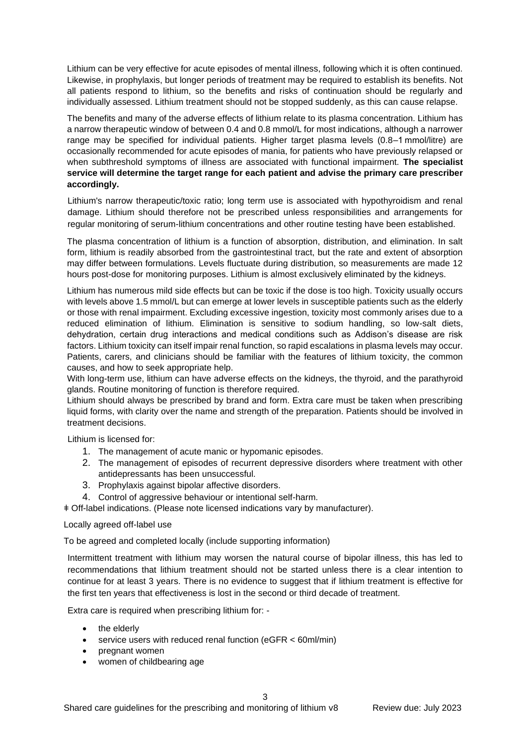Lithium can be very effective for acute episodes of mental illness, following which it is often continued. Likewise, in prophylaxis, but longer periods of treatment may be required to establish its benefits. Not all patients respond to lithium, so the benefits and risks of continuation should be regularly and individually assessed. Lithium treatment should not be stopped suddenly, as this can cause relapse.

The benefits and many of the adverse effects of lithium relate to its plasma concentration. Lithium has a narrow therapeutic window of between 0.4 and 0.8 mmol/L for most indications, although a narrower range may be specified for individual patients. Higher target plasma levels (0.8–1 mmol/litre) are occasionally recommended for acute episodes of mania, for patients who have previously relapsed or when subthreshold symptoms of illness are associated with functional impairment. **The specialist service will determine the target range for each patient and advise the primary care prescriber accordingly.**

Lithium's narrow therapeutic/toxic ratio; long term use is associated with hypothyroidism and renal damage. Lithium should therefore not be prescribed unless responsibilities and arrangements for regular monitoring of serum-lithium concentrations and other routine testing have been established.

The plasma concentration of lithium is a function of absorption, distribution, and elimination. In salt form, lithium is readily absorbed from the gastrointestinal tract, but the rate and extent of absorption may differ between formulations. Levels fluctuate during distribution, so measurements are made 12 hours post-dose for monitoring purposes. Lithium is almost exclusively eliminated by the kidneys.

Lithium has numerous mild side effects but can be toxic if the dose is too high. Toxicity usually occurs with levels above 1.5 mmol/L but can emerge at lower levels in susceptible patients such as the elderly or those with renal impairment. Excluding excessive ingestion, toxicity most commonly arises due to a reduced elimination of lithium. Elimination is sensitive to sodium handling, so low-salt diets, dehydration, certain drug interactions and medical conditions such as Addison's disease are risk factors. Lithium toxicity can itself impair renal function, so rapid escalations in plasma levels may occur. Patients, carers, and clinicians should be familiar with the features of lithium toxicity, the common causes, and how to seek appropriate help.

With long-term use, lithium can have adverse effects on the kidneys, the thyroid, and the parathyroid glands. Routine monitoring of function is therefore required.

Lithium should always be prescribed by brand and form. Extra care must be taken when prescribing liquid forms, with clarity over the name and strength of the preparation. Patients should be involved in treatment decisions.

Lithium is licensed for:

1. The management of acute manic or hypomanic episodes.
2. The management of episodes of recurrent depressive disorders where treatment with other antidepressants has been unsuccessful.
3. Prophylaxis against bipolar affective disorders.
4. Control of aggressive behaviour or intentional self-harm.

ǂ Off-label indications. (Please note licensed indications vary by manufacturer).

Locally agreed off-label use

To be agreed and completed locally (include supporting information)

Intermittent treatment with lithium may worsen the natural course of bipolar illness, this has led to recommendations that lithium treatment should not be started unless there is a clear intention to continue for at least 3 years. There is no evidence to suggest that if lithium treatment is effective for the first ten years that effectiveness is lost in the second or third decade of treatment.

Extra care is required when prescribing lithium for: -

- the elderly
- service users with reduced renal function (eGFR < 60ml/min)
- pregnant women
- women of childbearing age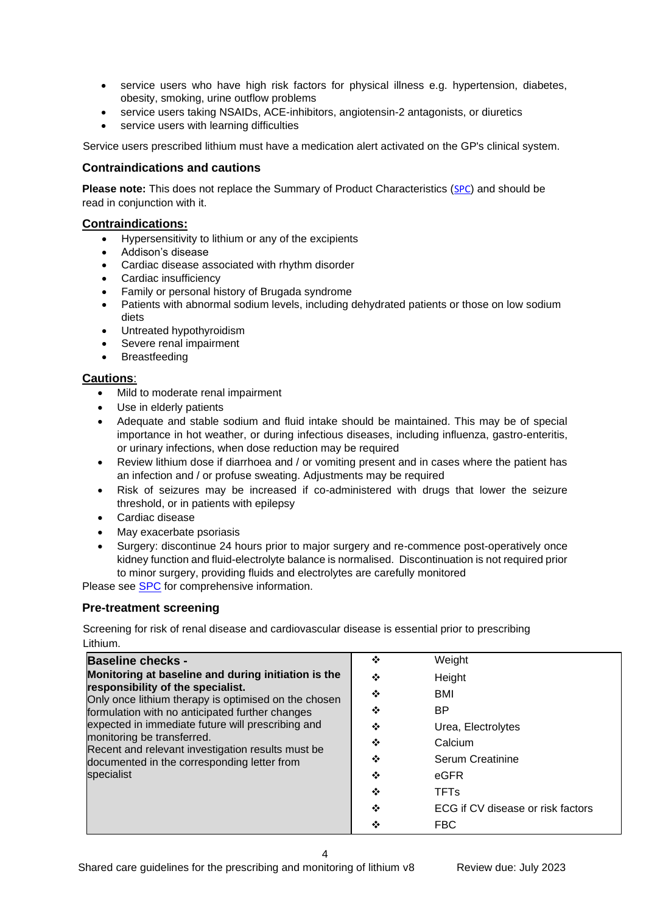- service users who have high risk factors for physical illness e.g. hypertension, diabetes, obesity, smoking, urine outflow problems
- service users taking NSAIDs, ACE-inhibitors, angiotensin-2 antagonists, or diuretics
- service users with learning difficulties

Service users prescribed lithium must have a medication alert activated on the GP's clinical system.

### Contraindications and cautions

**Please note:** This does not replace the Summary of Product Characteristics (SPC) and should be read in conjunction with it.

#### Contraindications:

- Hypersensitivity to lithium or any of the excipients
- Addison's disease
- Cardiac disease associated with rhythm disorder
- Cardiac insufficiency
- Family or personal history of Brugada syndrome
- Patients with abnormal sodium levels, including dehydrated patients or those on low sodium diets
- Untreated hypothyroidism
- Severe renal impairment
- Breastfeeding

#### Cautions:

- Mild to moderate renal impairment
- Use in elderly patients
- Adequate and stable sodium and fluid intake should be maintained. This may be of special importance in hot weather, or during infectious diseases, including influenza, gastro-enteritis, or urinary infections, when dose reduction may be required
- Review lithium dose if diarrhoea and / or vomiting present and in cases where the patient has an infection and / or profuse sweating. Adjustments may be required
- Risk of seizures may be increased if co-administered with drugs that lower the seizure threshold, or in patients with epilepsy
- Cardiac disease
- May exacerbate psoriasis
- Surgery: discontinue 24 hours prior to major surgery and re-commence post-operatively once kidney function and fluid-electrolyte balance is normalised. Discontinuation is not required prior to minor surgery, providing fluids and electrolytes are carefully monitored

Please see SPC for comprehensive information.

### Pre-treatment screening

Screening for risk of renal disease and cardiovascular disease is essential prior to prescribing Lithium.

| | | |
|---|---|---|
| **Baseline checks -** **Monitoring at baseline and during initiation is the responsibility of the specialist.** Only once lithium therapy is optimised on the chosen formulation with no anticipated further changes expected in immediate future will prescribing and monitoring be transferred. Recent and relevant investigation results must be documented in the corresponding letter from specialist | ❖ | Weight |
| | ❖ | Height |
| | ❖ | BMI |
| | ❖ | BP |
| | ❖ | Urea, Electrolytes |
| | ❖ | Calcium |
| | ❖ | Serum Creatinine |
| | ❖ | eGFR |
| | ❖ | TFTs |
| | ❖ | ECG if CV disease or risk factors |
| | ❖ | FBC |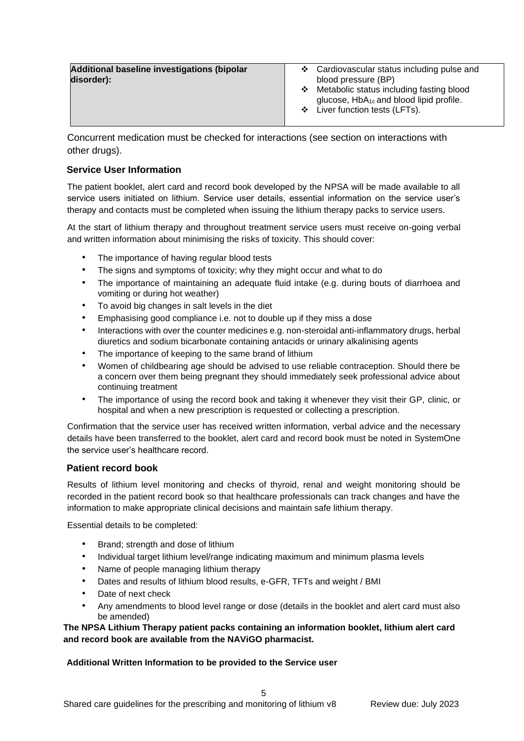| Additional baseline investigations (bipolar disorder): | ❖ Cardiovascular status including pulse and blood pressure (BP)<br>❖ Metabolic status including fasting blood glucose, $HbA_{1c}$ and blood lipid profile.<br>❖ Liver function tests (LFTs). |
|---|---|

Concurrent medication must be checked for interactions (see section on interactions with other drugs).

### Service User Information

The patient booklet, alert card and record book developed by the NPSA will be made available to all service users initiated on lithium. Service user details, essential information on the service user's therapy and contacts must be completed when issuing the lithium therapy packs to service users.

At the start of lithium therapy and throughout treatment service users must receive on-going verbal and written information about minimising the risks of toxicity. This should cover:

- The importance of having regular blood tests
- The signs and symptoms of toxicity; why they might occur and what to do
- The importance of maintaining an adequate fluid intake (e.g. during bouts of diarrhoea and vomiting or during hot weather)
- To avoid big changes in salt levels in the diet
- Emphasising good compliance i.e. not to double up if they miss a dose
- Interactions with over the counter medicines e.g. non-steroidal anti-inflammatory drugs, herbal diuretics and sodium bicarbonate containing antacids or urinary alkalinising agents
- The importance of keeping to the same brand of lithium
- Women of childbearing age should be advised to use reliable contraception. Should there be a concern over them being pregnant they should immediately seek professional advice about continuing treatment
- The importance of using the record book and taking it whenever they visit their GP, clinic, or hospital and when a new prescription is requested or collecting a prescription.

Confirmation that the service user has received written information, verbal advice and the necessary details have been transferred to the booklet, alert card and record book must be noted in SystemOne the service user's healthcare record.

### Patient record book

Results of lithium level monitoring and checks of thyroid, renal and weight monitoring should be recorded in the patient record book so that healthcare professionals can track changes and have the information to make appropriate clinical decisions and maintain safe lithium therapy.

Essential details to be completed:

- Brand; strength and dose of lithium
- Individual target lithium level/range indicating maximum and minimum plasma levels
- Name of people managing lithium therapy
- Dates and results of lithium blood results, e-GFR, TFTs and weight / BMI
- Date of next check
- Any amendments to blood level range or dose (details in the booklet and alert card must also be amended)

**The NPSA Lithium Therapy patient packs containing an information booklet, lithium alert card and record book are available from the NAViGO pharmacist.**

**Additional Written Information to be provided to the Service user**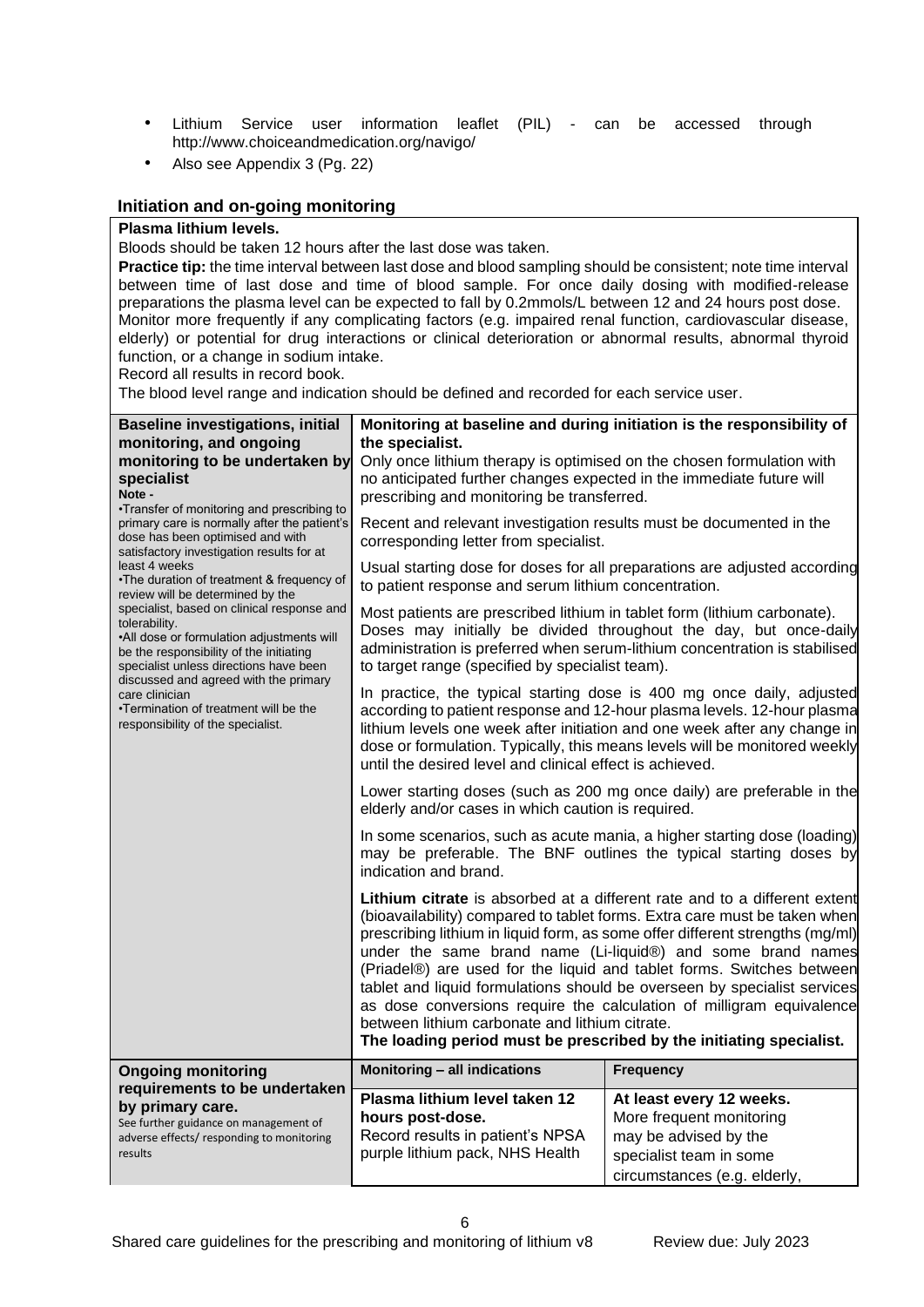- Lithium Service user information leaflet (PIL) - can be accessed through http://www.choiceandmedication.org/navigo/
- Also see Appendix 3 (Pg. 22)

### Initiation and on-going monitoring

**Plasma lithium levels.**

Bloods should be taken 12 hours after the last dose was taken.

**Practice tip:** the time interval between last dose and blood sampling should be consistent; note time interval between time of last dose and time of blood sample. For once daily dosing with modified-release preparations the plasma level can be expected to fall by 0.2mmols/L between 12 and 24 hours post dose.

Monitor more frequently if any complicating factors (e.g. impaired renal function, cardiovascular disease, elderly) or potential for drug interactions or clinical deterioration or abnormal results, abnormal thyroid function, or a change in sodium intake.

Record all results in record book.

The blood level range and indication should be defined and recorded for each service user.

| | | |
|---|---|---|
| **Baseline investigations, initial monitoring, and ongoing monitoring to be undertaken by specialist**<br>**Note -**<br>•Transfer of monitoring and prescribing to primary care is normally after the patient's dose has been optimised and with satisfactory investigation results for at least 4 weeks<br>•The duration of treatment & frequency of review will be determined by the specialist, based on clinical response and tolerability.<br>•All dose or formulation adjustments will be the responsibility of the initiating specialist unless directions have been discussed and agreed with the primary care clinician<br>•Termination of treatment will be the responsibility of the specialist. | **Monitoring at baseline and during initiation is the responsibility of the specialist.**<br>Only once lithium therapy is optimised on the chosen formulation with no anticipated further changes expected in the immediate future will prescribing and monitoring be transferred.<br><br>Recent and relevant investigation results must be documented in the corresponding letter from specialist.<br><br>Usual starting dose for doses for all preparations are adjusted according to patient response and serum lithium concentration.<br><br>Most patients are prescribed lithium in tablet form (lithium carbonate). Doses may initially be divided throughout the day, but once-daily administration is preferred when serum-lithium concentration is stabilised to target range (specified by specialist team).<br><br>In practice, the typical starting dose is 400 mg once daily, adjusted according to patient response and 12-hour plasma levels. 12-hour plasma lithium levels one week after initiation and one week after any change in dose or formulation. Typically, this means levels will be monitored weekly until the desired level and clinical effect is achieved.<br><br>Lower starting doses (such as 200 mg once daily) are preferable in the elderly and/or cases in which caution is required.<br><br>In some scenarios, such as acute mania, a higher starting dose (loading) may be preferable. The BNF outlines the typical starting doses by indication and brand.<br><br>**Lithium citrate** is absorbed at a different rate and to a different extent (bioavailability) compared to tablet forms. Extra care must be taken when prescribing lithium in liquid form, as some offer different strengths (mg/ml) under the same brand name (Li-liquid®) and some brand names (Priadel®) are used for the liquid and tablet forms. Switches between tablet and liquid formulations should be overseen by specialist services as dose conversions require the calculation of milligram equivalence between lithium carbonate and lithium citrate.<br>**The loading period must be prescribed by the initiating specialist.** | |
| **Ongoing monitoring requirements to be undertaken by primary care.**<br>See further guidance on management of adverse effects/ responding to monitoring results | **Monitoring – all indications** | **Frequency** |
| | **Plasma lithium level taken 12 hours post-dose.**<br>Record results in patient's NPSA purple lithium pack, NHS Health | **At least every 12 weeks.**<br>More frequent monitoring may be advised by the specialist team in some circumstances (e.g. elderly, |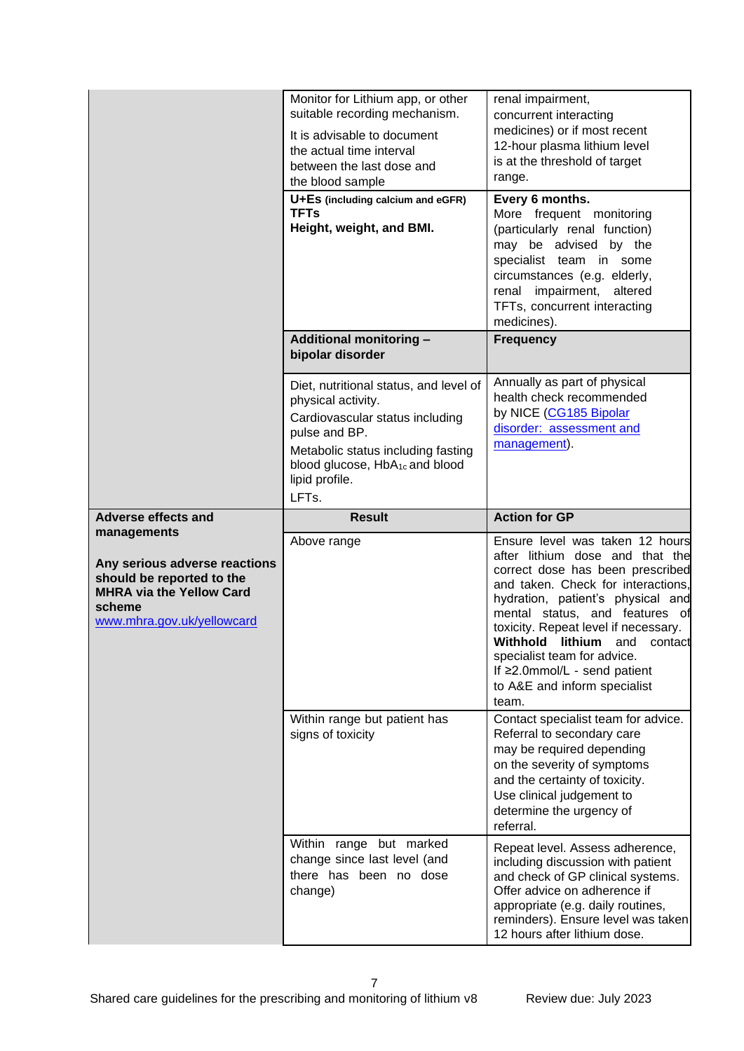| | | |
|---|---|---|
| | Monitor for Lithium app, or other suitable recording mechanism.<br>It is advisable to document the actual time interval between the last dose and the blood sample | renal impairment, concurrent interacting medicines) or if most recent 12-hour plasma lithium level is at the threshold of target range. |
| | **U+Es (including calcium and eGFR)**<br>**TFTs**<br>**Height, weight, and BMI.** | **Every 6 months.**<br>More frequent monitoring (particularly renal function) may be advised by the specialist team in some circumstances (e.g. elderly, renal impairment, altered TFTs, concurrent interacting medicines). |
| | **Additional monitoring – bipolar disorder** | **Frequency** |
| | Diet, nutritional status, and level of physical activity.<br>Cardiovascular status including pulse and BP.<br>Metabolic status including fasting blood glucose, $HbA_{1c}$ and blood lipid profile.<br>LFTs. | Annually as part of physical health check recommended by NICE (CG185 Bipolar disorder: assessment and management). |
| **Adverse effects and managements**<br><br>**Any serious adverse reactions should be reported to the MHRA via the Yellow Card scheme**<br>www.mhra.gov.uk/yellowcard | **Result** | **Action for GP** |
| | Above range | Ensure level was taken 12 hours after lithium dose and that the correct dose has been prescribed and taken. Check for interactions, hydration, patient's physical and mental status, and features of toxicity. Repeat level if necessary. **Withhold lithium** and contact specialist team for advice.<br>If ≥2.0mmol/L - send patient to A&E and inform specialist team. |
| | Within range but patient has signs of toxicity | Contact specialist team for advice. Referral to secondary care may be required depending on the severity of symptoms and the certainty of toxicity. Use clinical judgement to determine the urgency of referral. |
| | Within range but marked change since last level (and there has been no dose change) | Repeat level. Assess adherence, including discussion with patient and check of GP clinical systems. Offer advice on adherence if appropriate (e.g. daily routines, reminders). Ensure level was taken 12 hours after lithium dose. |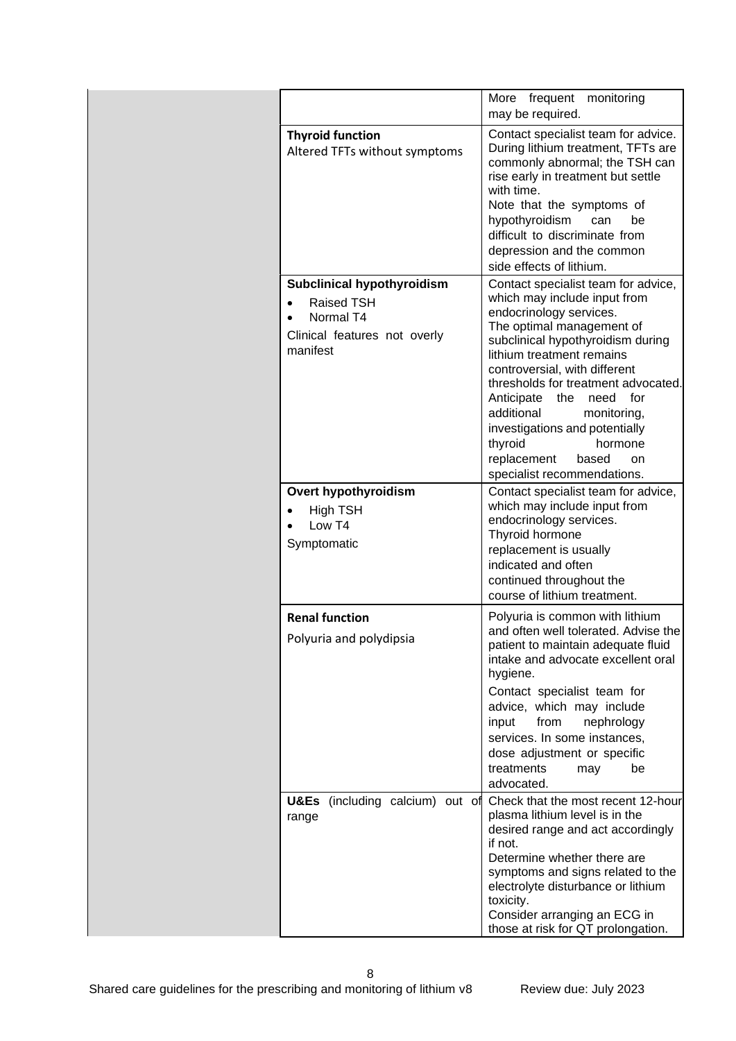| | | |
|---|---|---|
| | | More frequent monitoring may be required. |
| | **Thyroid function**<br>Altered TFTs without symptoms | Contact specialist team for advice. During lithium treatment, TFTs are commonly abnormal; the TSH can rise early in treatment but settle with time.<br>Note that the symptoms of hypothyroidism can be difficult to discriminate from depression and the common side effects of lithium. |
| | **Subclinical hypothyroidism**<br>• Raised TSH<br>• Normal T4<br>Clinical features not overly manifest | Contact specialist team for advice, which may include input from endocrinology services.<br>The optimal management of subclinical hypothyroidism during lithium treatment remains controversial, with different thresholds for treatment advocated. Anticipate the need for additional monitoring, investigations and potentially thyroid hormone replacement based on specialist recommendations. |
| | **Overt hypothyroidism**<br>• High TSH<br>• Low T4<br>Symptomatic | Contact specialist team for advice, which may include input from endocrinology services.<br>Thyroid hormone replacement is usually indicated and often continued throughout the course of lithium treatment. |
| | **Renal function**<br>Polyuria and polydipsia | Polyuria is common with lithium and often well tolerated. Advise the patient to maintain adequate fluid intake and advocate excellent oral hygiene.<br>Contact specialist team for advice, which may include input from nephrology services. In some instances, dose adjustment or specific treatments may be advocated. |
| | **U&Es** (including calcium) out of range | Check that the most recent 12-hour plasma lithium level is in the desired range and act accordingly if not.<br>Determine whether there are symptoms and signs related to the electrolyte disturbance or lithium toxicity.<br>Consider arranging an ECG in those at risk for QT prolongation. |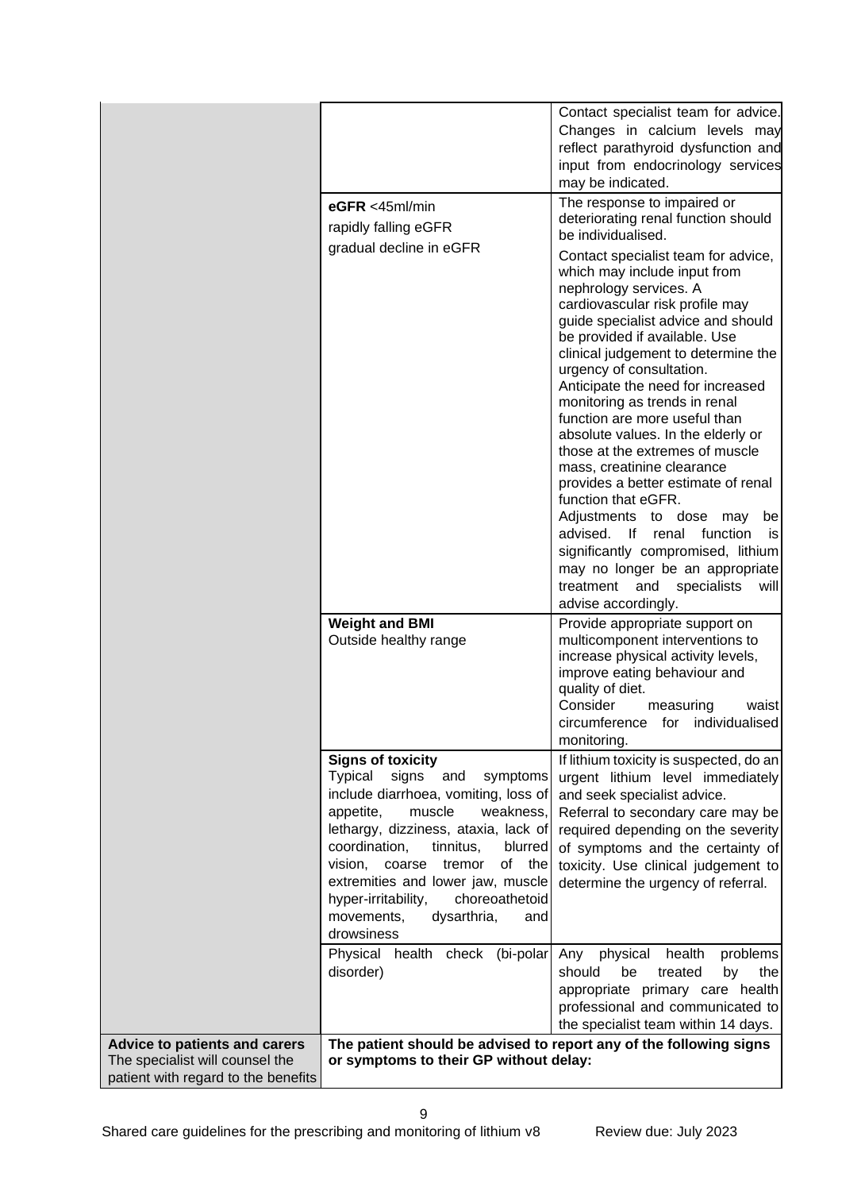| | | |
|---|---|---|
| | | Contact specialist team for advice. Changes in calcium levels may reflect parathyroid dysfunction and input from endocrinology services may be indicated. |
| | **eGFR** <45ml/min<br>rapidly falling eGFR<br>gradual decline in eGFR | The response to impaired or deteriorating renal function should be individualised.<br>Contact specialist team for advice, which may include input from nephrology services. A cardiovascular risk profile may guide specialist advice and should be provided if available. Use clinical judgement to determine the urgency of consultation.<br>Anticipate the need for increased monitoring as trends in renal function are more useful than absolute values. In the elderly or those at the extremes of muscle mass, creatinine clearance provides a better estimate of renal function that eGFR.<br>Adjustments to dose may be advised. If renal function is significantly compromised, lithium may no longer be an appropriate treatment and specialists will advise accordingly. |
| | **Weight and BMI**<br>Outside healthy range | Provide appropriate support on multicomponent interventions to increase physical activity levels, improve eating behaviour and quality of diet.<br>Consider measuring waist circumference for individualised monitoring. |
| | **Signs of toxicity**<br>Typical signs and symptoms include diarrhoea, vomiting, loss of appetite, muscle weakness, lethargy, dizziness, ataxia, lack of coordination, tinnitus, blurred vision, coarse tremor of the extremities and lower jaw, muscle hyper-irritability, choreoathetoid movements, dysarthria, and drowsiness | If lithium toxicity is suspected, do an urgent lithium level immediately and seek specialist advice.<br>Referral to secondary care may be required depending on the severity of symptoms and the certainty of toxicity. Use clinical judgement to determine the urgency of referral. |
| | Physical health check (bi-polar disorder) | Any physical health problems should be treated by the appropriate primary care health professional and communicated to the specialist team within 14 days. |
| **Advice to patients and carers**<br>The specialist will counsel the patient with regard to the benefits | **The patient should be advised to report any of the following signs or symptoms to their GP without delay:** | |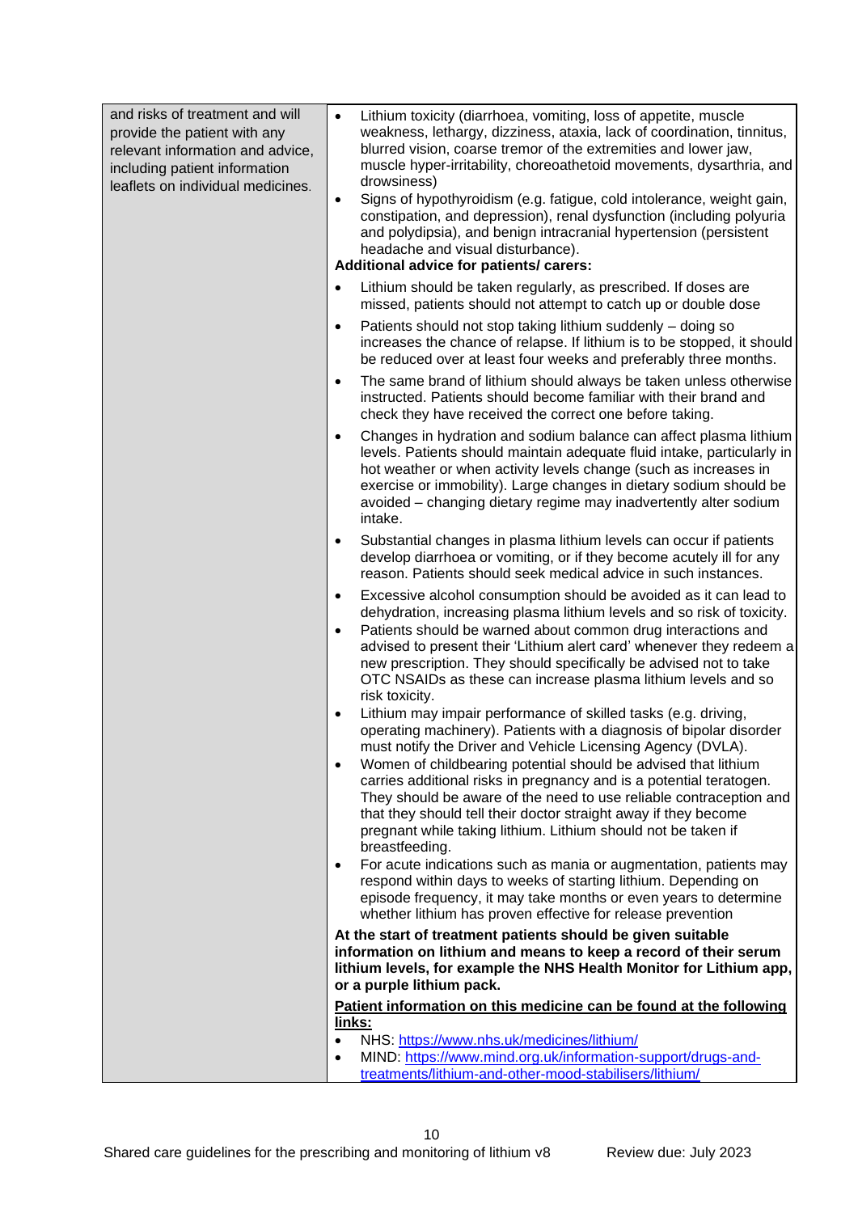| | |
|---|---|
| and risks of treatment and will provide the patient with any relevant information and advice, including patient information leaflets on individual medicines. | • Lithium toxicity (diarrhoea, vomiting, loss of appetite, muscle weakness, lethargy, dizziness, ataxia, lack of coordination, tinnitus, blurred vision, coarse tremor of the extremities and lower jaw, muscle hyper-irritability, choreoathetoid movements, dysarthria, and drowsiness)<br>• Signs of hypothyroidism (e.g. fatigue, cold intolerance, weight gain, constipation, and depression), renal dysfunction (including polyuria and polydipsia), and benign intracranial hypertension (persistent headache and visual disturbance).<br>**Additional advice for patients/ carers:**<br>• Lithium should be taken regularly, as prescribed. If doses are missed, patients should not attempt to catch up or double dose<br>• Patients should not stop taking lithium suddenly – doing so increases the chance of relapse. If lithium is to be stopped, it should be reduced over at least four weeks and preferably three months.<br>• The same brand of lithium should always be taken unless otherwise instructed. Patients should become familiar with their brand and check they have received the correct one before taking.<br>• Changes in hydration and sodium balance can affect plasma lithium levels. Patients should maintain adequate fluid intake, particularly in hot weather or when activity levels change (such as increases in exercise or immobility). Large changes in dietary sodium should be avoided – changing dietary regime may inadvertently alter sodium intake.<br>• Substantial changes in plasma lithium levels can occur if patients develop diarrhoea or vomiting, or if they become acutely ill for any reason. Patients should seek medical advice in such instances.<br>• Excessive alcohol consumption should be avoided as it can lead to dehydration, increasing plasma lithium levels and so risk of toxicity.<br>• Patients should be warned about common drug interactions and advised to present their 'Lithium alert card' whenever they redeem a new prescription. They should specifically be advised not to take OTC NSAIDs as these can increase plasma lithium levels and so risk toxicity.<br>• Lithium may impair performance of skilled tasks (e.g. driving, operating machinery). Patients with a diagnosis of bipolar disorder must notify the Driver and Vehicle Licensing Agency (DVLA).<br>• Women of childbearing potential should be advised that lithium carries additional risks in pregnancy and is a potential teratogen. They should be aware of the need to use reliable contraception and that they should tell their doctor straight away if they become pregnant while taking lithium. Lithium should not be taken if breastfeeding.<br>• For acute indications such as mania or augmentation, patients may respond within days to weeks of starting lithium. Depending on episode frequency, it may take months or even years to determine whether lithium has proven effective for release prevention<br>**At the start of treatment patients should be given suitable information on lithium and means to keep a record of their serum lithium levels, for example the NHS Health Monitor for Lithium app, or a purple lithium pack.**<br>**Patient information on this medicine can be found at the following links:**<br>• NHS: https://www.nhs.uk/medicines/lithium/<br>• MIND: https://www.mind.org.uk/information-support/drugs-and-treatments/lithium-and-other-mood-stabilisers/lithium/ |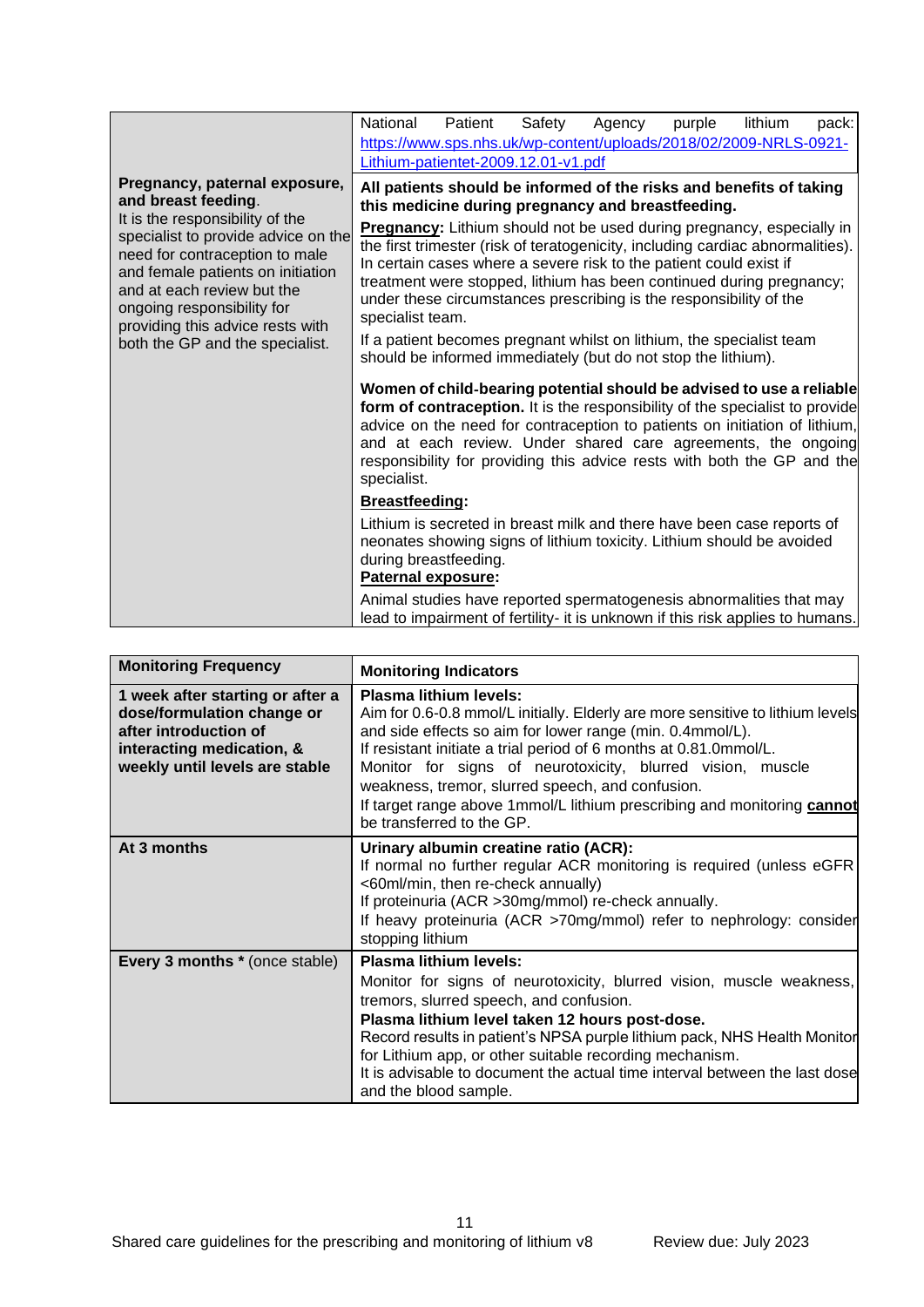| | |
|---|---|
| | National Patient Safety Agency purple lithium pack: https://www.sps.nhs.uk/wp-content/uploads/2018/02/2009-NRLS-0921-Lithium-patientet-2009.12.01-v1.pdf |
| **Pregnancy, paternal exposure, and breast feeding**. It is the responsibility of the specialist to provide advice on the need for contraception to male and female patients on initiation and at each review but the ongoing responsibility for providing this advice rests with both the GP and the specialist. | **All patients should be informed of the risks and benefits of taking this medicine during pregnancy and breastfeeding.** <br> **Pregnancy:** Lithium should not be used during pregnancy, especially in the first trimester (risk of teratogenicity, including cardiac abnormalities). In certain cases where a severe risk to the patient could exist if treatment were stopped, lithium has been continued during pregnancy; under these circumstances prescribing is the responsibility of the specialist team. <br> If a patient becomes pregnant whilst on lithium, the specialist team should be informed immediately (but do not stop the lithium). <br> **Women of child-bearing potential should be advised to use a reliable form of contraception.** It is the responsibility of the specialist to provide advice on the need for contraception to patients on initiation of lithium, and at each review. Under shared care agreements, the ongoing responsibility for providing this advice rests with both the GP and the specialist. <br> **Breastfeeding:** <br> Lithium is secreted in breast milk and there have been case reports of neonates showing signs of lithium toxicity. Lithium should be avoided during breastfeeding. <br> **Paternal exposure:** <br> Animal studies have reported spermatogenesis abnormalities that may lead to impairment of fertility- it is unknown if this risk applies to humans. |

| Monitoring Frequency | Monitoring Indicators |
|---|---|
| **1 week after starting or after a dose/formulation change or after introduction of interacting medication, & weekly until levels are stable** | **Plasma lithium levels:** <br> Aim for 0.6-0.8 mmol/L initially. Elderly are more sensitive to lithium levels and side effects so aim for lower range (min. 0.4mmol/L). <br> If resistant initiate a trial period of 6 months at 0.81.0mmol/L. <br> Monitor for signs of neurotoxicity, blurred vision, muscle weakness, tremor, slurred speech, and confusion. <br> If target range above 1mmol/L lithium prescribing and monitoring **cannot** be transferred to the GP. |
| **At 3 months** | **Urinary albumin creatine ratio (ACR):** <br> If normal no further regular ACR monitoring is required (unless eGFR <60ml/min, then re-check annually) <br> If proteinuria (ACR >30mg/mmol) re-check annually. <br> If heavy proteinuria (ACR >70mg/mmol) refer to nephrology: consider stopping lithium |
| **Every 3 months *** (once stable) | **Plasma lithium levels:** <br> Monitor for signs of neurotoxicity, blurred vision, muscle weakness, tremors, slurred speech, and confusion. <br> **Plasma lithium level taken 12 hours post-dose.** <br> Record results in patient's NPSA purple lithium pack, NHS Health Monitor for Lithium app, or other suitable recording mechanism. <br> It is advisable to document the actual time interval between the last dose and the blood sample. |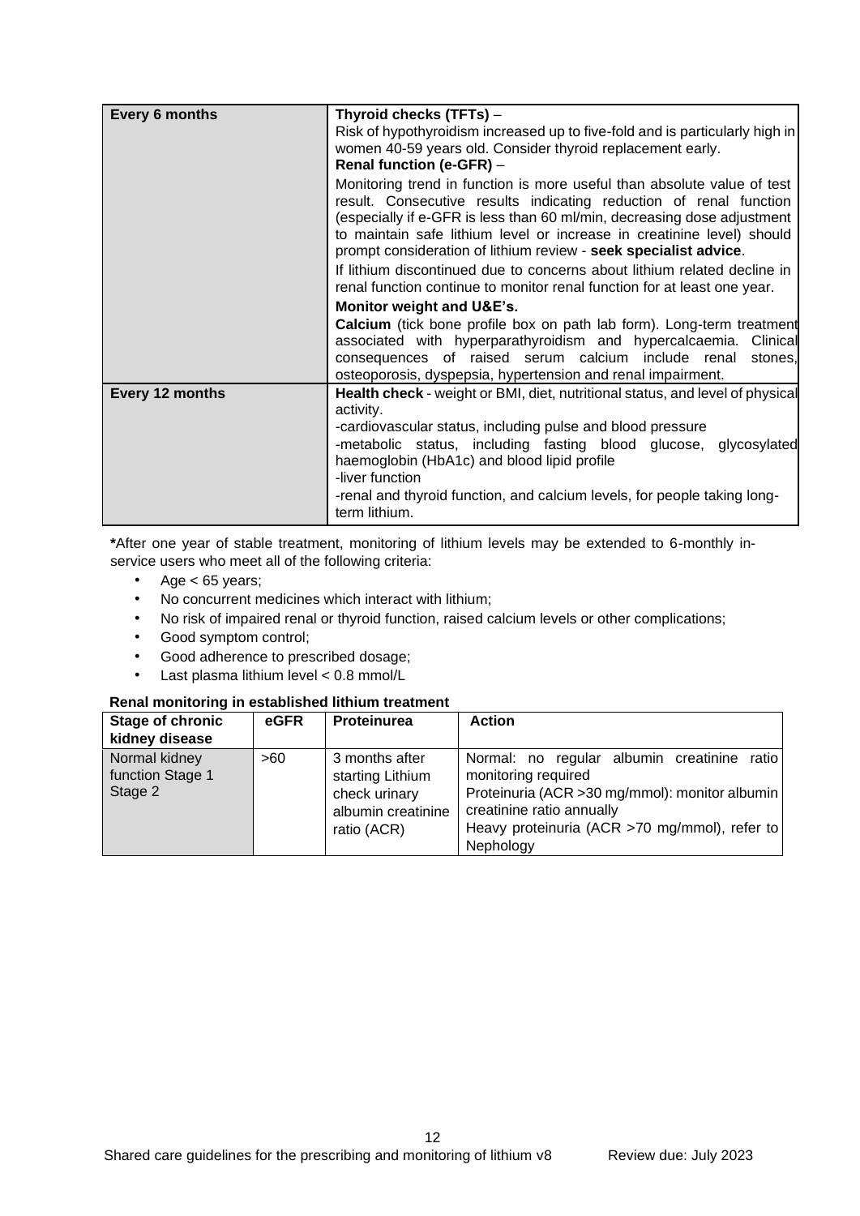| | |
|---|---|
| **Every 6 months** | **Thyroid checks (TFTs)** – <br>Risk of hypothyroidism increased up to five-fold and is particularly high in women 40-59 years old. Consider thyroid replacement early.<br>**Renal function (e-GFR)** –<br>Monitoring trend in function is more useful than absolute value of test result. Consecutive results indicating reduction of renal function (especially if e-GFR is less than 60 ml/min, decreasing dose adjustment to maintain safe lithium level or increase in creatinine level) should prompt consideration of lithium review - **seek specialist advice**.<br>If lithium discontinued due to concerns about lithium related decline in renal function continue to monitor renal function for at least one year.<br>**Monitor weight and U&E's.**<br>**Calcium** (tick bone profile box on path lab form). Long-term treatment associated with hyperparathyroidism and hypercalcaemia. Clinical consequences of raised serum calcium include renal stones, osteoporosis, dyspepsia, hypertension and renal impairment. |
| **Every 12 months** | **Health check** - weight or BMI, diet, nutritional status, and level of physical activity.<br>-cardiovascular status, including pulse and blood pressure<br>-metabolic status, including fasting blood glucose, glycosylated haemoglobin (HbA1c) and blood lipid profile<br>-liver function<br>-renal and thyroid function, and calcium levels, for people taking long-term lithium. |

**\***After one year of stable treatment, monitoring of lithium levels may be extended to 6-monthly in-service users who meet all of the following criteria:

- Age < 65 years;
- No concurrent medicines which interact with lithium;
- No risk of impaired renal or thyroid function, raised calcium levels or other complications;
- Good symptom control;
- Good adherence to prescribed dosage;
- Last plasma lithium level < 0.8 mmol/L

**Renal monitoring in established lithium treatment**

| Stage of chronic kidney disease | eGFR | Proteinurea | Action |
|---|---|---|---|
| Normal kidney function Stage 1 Stage 2 | >60 | 3 months after starting Lithium check urinary albumin creatinine ratio (ACR) | Normal: no regular albumin creatinine ratio monitoring required<br>Proteinuria (ACR >30 mg/mmol): monitor albumin creatinine ratio annually<br>Heavy proteinuria (ACR >70 mg/mmol), refer to Nephology |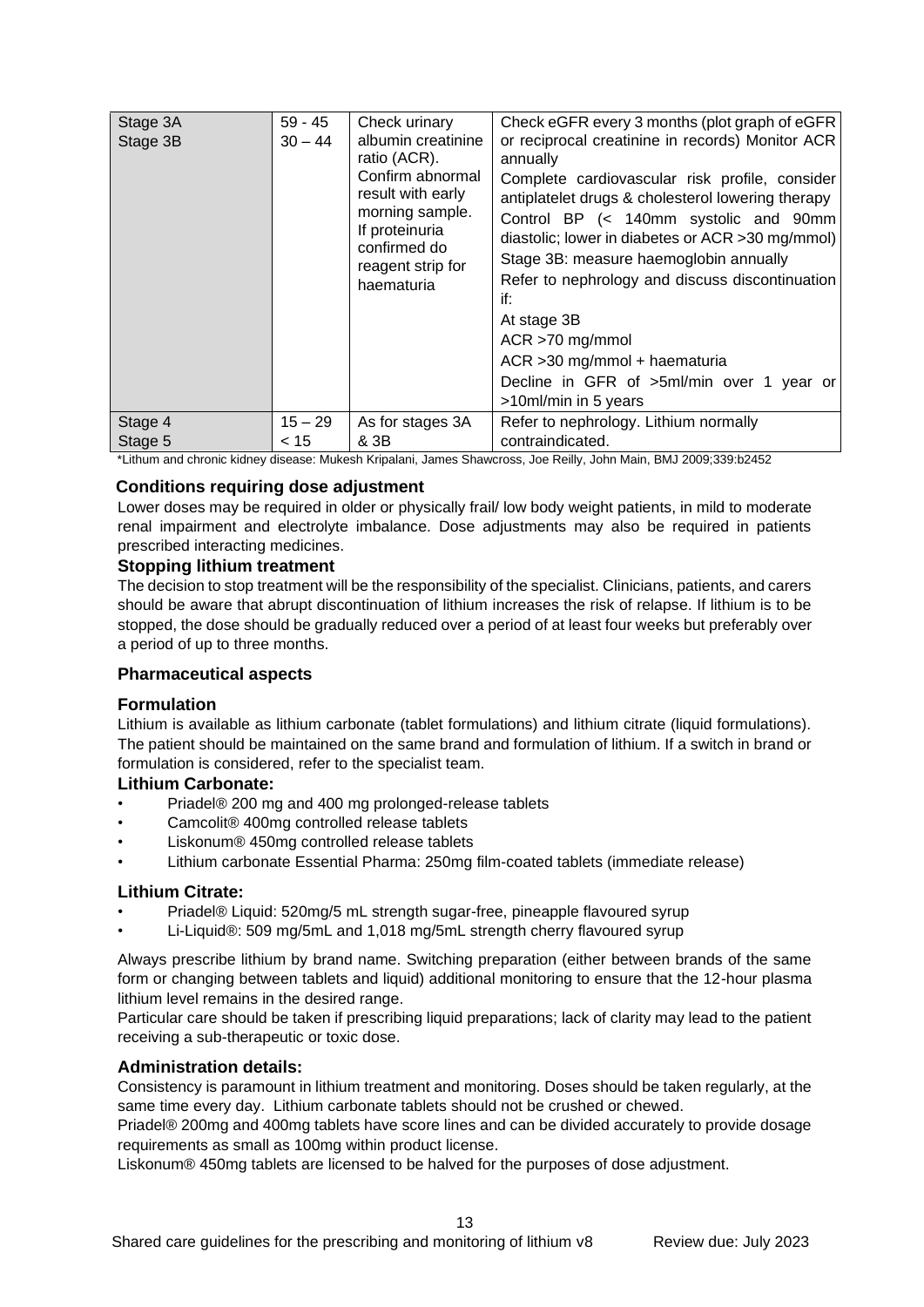| | | | |
|---|---|---|---|
| Stage 3A<br>Stage 3B | 59 - 45<br>30 – 44 | Check urinary albumin creatinine ratio (ACR). Confirm abnormal result with early morning sample. If proteinuria confirmed do reagent strip for haematuria | Check eGFR every 3 months (plot graph of eGFR or reciprocal creatinine in records) Monitor ACR annually<br>Complete cardiovascular risk profile, consider antiplatelet drugs & cholesterol lowering therapy<br>Control BP (< 140mm systolic and 90mm diastolic; lower in diabetes or ACR >30 mg/mmol)<br>Stage 3B: measure haemoglobin annually<br>Refer to nephrology and discuss discontinuation if:<br>At stage 3B<br>ACR >70 mg/mmol<br>ACR >30 mg/mmol + haematuria<br>Decline in GFR of >5ml/min over 1 year or >10ml/min in 5 years |
| Stage 4<br>Stage 5 | 15 – 29<br>< 15 | As for stages 3A & 3B | Refer to nephrology. Lithium normally contraindicated. |

*Lithum and chronic kidney disease: Mukesh Kripalani, James Shawcross, Joe Reilly, John Main, BMJ 2009;339:b2452

### Conditions requiring dose adjustment

Lower doses may be required in older or physically frail/ low body weight patients, in mild to moderate renal impairment and electrolyte imbalance. Dose adjustments may also be required in patients prescribed interacting medicines.

### Stopping lithium treatment

The decision to stop treatment will be the responsibility of the specialist. Clinicians, patients, and carers should be aware that abrupt discontinuation of lithium increases the risk of relapse. If lithium is to be stopped, the dose should be gradually reduced over a period of at least four weeks but preferably over a period of up to three months.

## Pharmaceutical aspects

### Formulation

Lithium is available as lithium carbonate (tablet formulations) and lithium citrate (liquid formulations). The patient should be maintained on the same brand and formulation of lithium. If a switch in brand or formulation is considered, refer to the specialist team.

#### Lithium Carbonate:

- Priadel® 200 mg and 400 mg prolonged-release tablets
- Camcolit® 400mg controlled release tablets
- Liskonum® 450mg controlled release tablets
- Lithium carbonate Essential Pharma: 250mg film-coated tablets (immediate release)

#### Lithium Citrate:

- Priadel® Liquid: 520mg/5 mL strength sugar-free, pineapple flavoured syrup
- Li-Liquid®: 509 mg/5mL and 1,018 mg/5mL strength cherry flavoured syrup

Always prescribe lithium by brand name. Switching preparation (either between brands of the same form or changing between tablets and liquid) additional monitoring to ensure that the 12-hour plasma lithium level remains in the desired range.

Particular care should be taken if prescribing liquid preparations; lack of clarity may lead to the patient receiving a sub-therapeutic or toxic dose.

### Administration details:

Consistency is paramount in lithium treatment and monitoring. Doses should be taken regularly, at the same time every day. Lithium carbonate tablets should not be crushed or chewed.

Priadel® 200mg and 400mg tablets have score lines and can be divided accurately to provide dosage requirements as small as 100mg within product license.

Liskonum® 450mg tablets are licensed to be halved for the purposes of dose adjustment.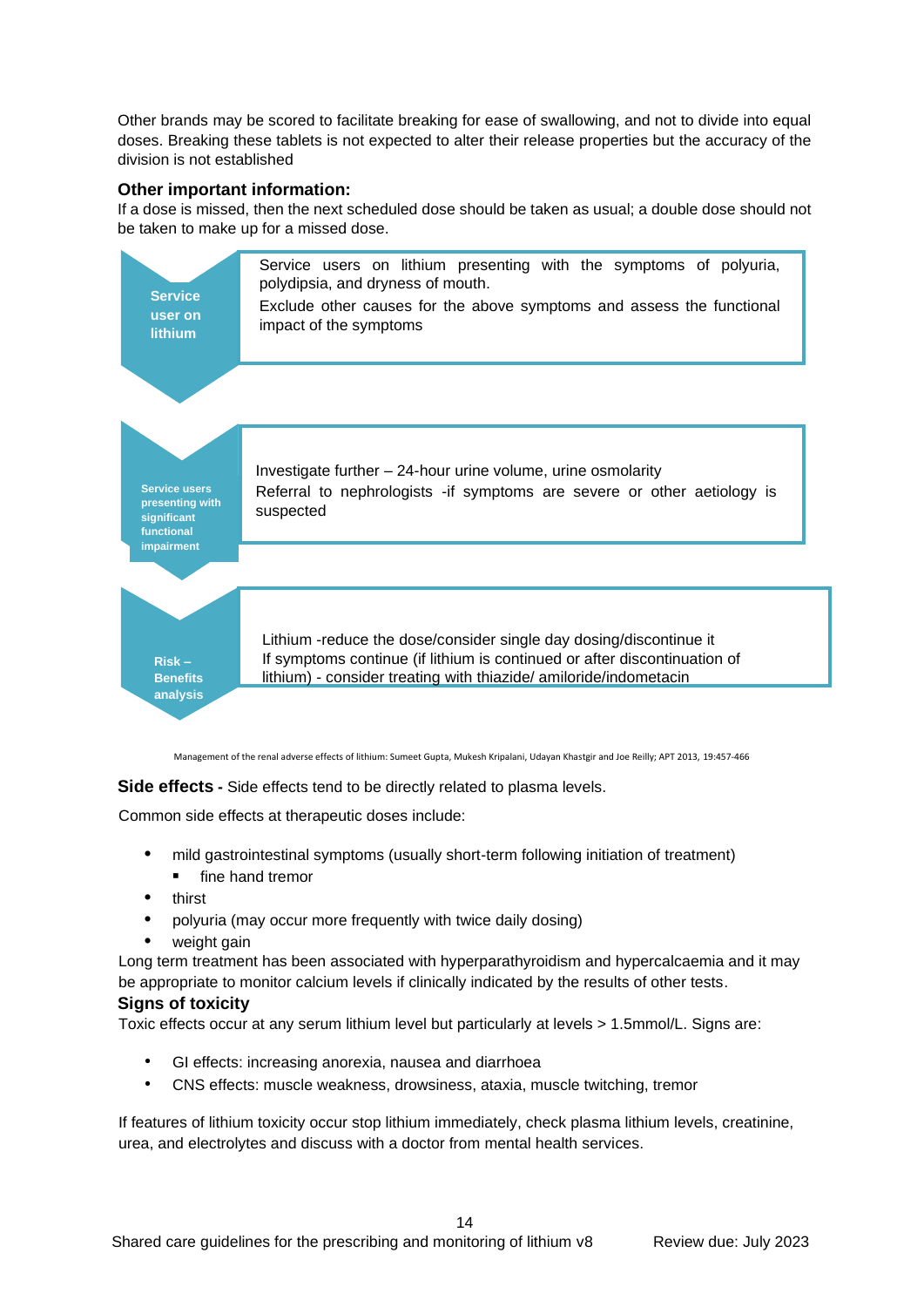Other brands may be scored to facilitate breaking for ease of swallowing, and not to divide into equal doses. Breaking these tablets is not expected to alter their release properties but the accuracy of the division is not established

**Other important information:**

If a dose is missed, then the next scheduled dose should be taken as usual; a double dose should not be taken to make up for a missed dose.

| | |
|---|---|
| **Service user on lithium** | Service users on lithium presenting with the symptoms of polyuria, polydipsia, and dryness of mouth.<br>Exclude other causes for the above symptoms and assess the functional impact of the symptoms |
| **Service users presenting with significant functional impairment** | Investigate further – 24-hour urine volume, urine osmolarity<br>Referral to nephrologists -if symptoms are severe or other aetiology is suspected |
| **Risk – Benefits analysis** | Lithium -reduce the dose/consider single day dosing/discontinue it<br>If symptoms continue (if lithium is continued or after discontinuation of lithium) - consider treating with thiazide/ amiloride/indometacin |

Management of the renal adverse effects of lithium: Sumeet Gupta, Mukesh Kripalani, Udayan Khastgir and Joe Reilly; APT 2013, 19:457-466

**Side effects -** Side effects tend to be directly related to plasma levels.

Common side effects at therapeutic doses include:

- mild gastrointestinal symptoms (usually short-term following initiation of treatment)
  - fine hand tremor
- thirst
- polyuria (may occur more frequently with twice daily dosing)
- weight gain

Long term treatment has been associated with hyperparathyroidism and hypercalcaemia and it may be appropriate to monitor calcium levels if clinically indicated by the results of other tests.

**Signs of toxicity**

Toxic effects occur at any serum lithium level but particularly at levels > 1.5mmol/L. Signs are:

- GI effects: increasing anorexia, nausea and diarrhoea
- CNS effects: muscle weakness, drowsiness, ataxia, muscle twitching, tremor

If features of lithium toxicity occur stop lithium immediately, check plasma lithium levels, creatinine, urea, and electrolytes and discuss with a doctor from mental health services.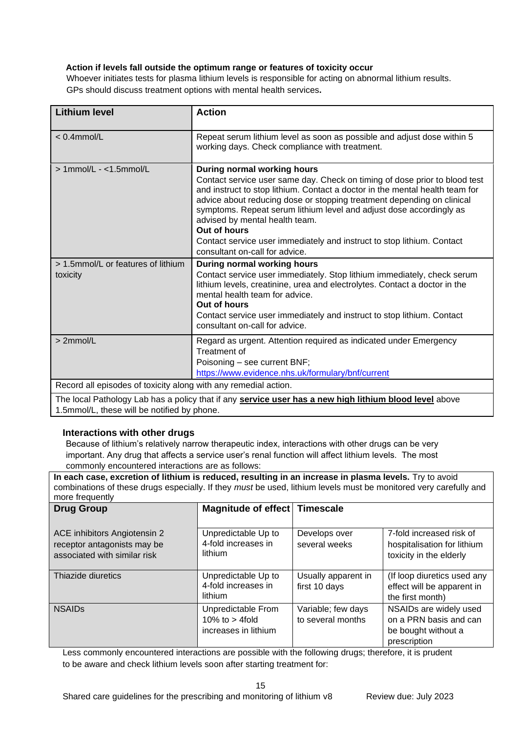### Action if levels fall outside the optimum range or features of toxicity occur

Whoever initiates tests for plasma lithium levels is responsible for acting on abnormal lithium results. GPs should discuss treatment options with mental health services**.**

| Lithium level | Action |
|---|---|
| < 0.4mmol/L | Repeat serum lithium level as soon as possible and adjust dose within 5 working days. Check compliance with treatment. |
| > 1mmol/L - <1.5mmol/L | **During normal working hours**<br>Contact service user same day. Check on timing of dose prior to blood test and instruct to stop lithium. Contact a doctor in the mental health team for advice about reducing dose or stopping treatment depending on clinical symptoms. Repeat serum lithium level and adjust dose accordingly as advised by mental health team.<br>**Out of hours**<br>Contact service user immediately and instruct to stop lithium. Contact consultant on-call for advice. |
| > 1.5mmol/L or features of lithium toxicity | **During normal working hours**<br>Contact service user immediately. Stop lithium immediately, check serum lithium levels, creatinine, urea and electrolytes. Contact a doctor in the mental health team for advice.<br>**Out of hours**<br>Contact service user immediately and instruct to stop lithium. Contact consultant on-call for advice. |
| > 2mmol/L | Regard as urgent. Attention required as indicated under Emergency Treatment of<br>Poisoning – see current BNF;<br>[https://www.evidence.nhs.uk/formulary/bnf/current](https://www.evidence.nhs.uk/formulary/bnf/current) |
| Record all episodes of toxicity along with any remedial action. | |
| The local Pathology Lab has a policy that if any **service user has a new high lithium blood level** above 1.5mmol/L, these will be notified by phone. | |

### Interactions with other drugs

Because of lithium's relatively narrow therapeutic index, interactions with other drugs can be very important. Any drug that affects a service user's renal function will affect lithium levels. The most commonly encountered interactions are as follows:

**In each case, excretion of lithium is reduced, resulting in an increase in plasma levels.** Try to avoid combinations of these drugs especially. If they *must* be used, lithium levels must be monitored very carefully and more frequently

| Drug Group | Magnitude of effect | Timescale | |
|---|---|---|---|
| ACE inhibitors Angiotensin 2 receptor antagonists may be associated with similar risk | Unpredictable Up to 4-fold increases in lithium | Develops over several weeks | 7-fold increased risk of hospitalisation for lithium toxicity in the elderly |
| Thiazide diuretics | Unpredictable Up to 4-fold increases in lithium | Usually apparent in first 10 days | (If loop diuretics used any effect will be apparent in the first month) |
| NSAIDs | Unpredictable From 10% to > 4fold increases in lithium | Variable; few days to several months | NSAIDs are widely used on a PRN basis and can be bought without a prescription |

Less commonly encountered interactions are possible with the following drugs; therefore, it is prudent to be aware and check lithium levels soon after starting treatment for: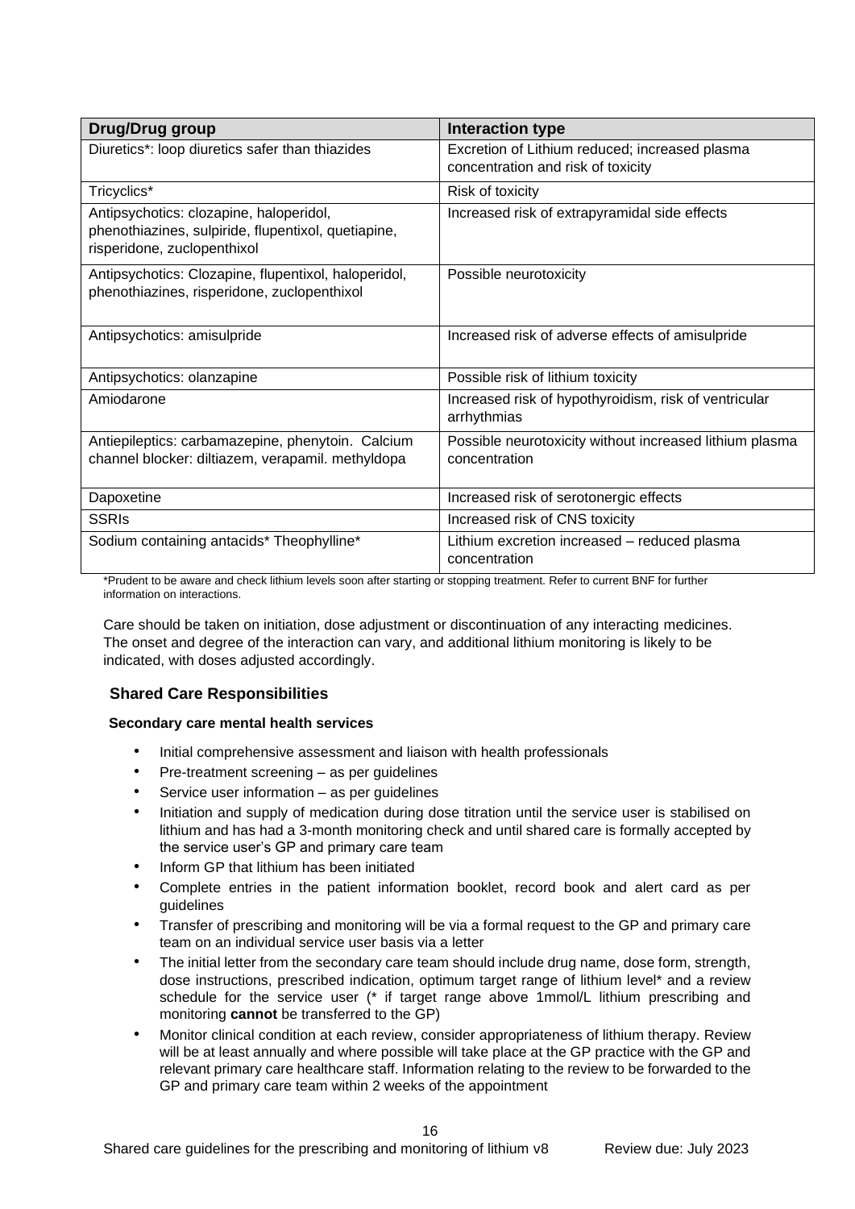| Drug/Drug group | Interaction type |
|---|---|
| Diuretics*: loop diuretics safer than thiazides | Excretion of Lithium reduced; increased plasma concentration and risk of toxicity |
| Tricyclics* | Risk of toxicity |
| Antipsychotics: clozapine, haloperidol, phenothiazines, sulpiride, flupentixol, quetiapine, risperidone, zuclopenthixol | Increased risk of extrapyramidal side effects |
| Antipsychotics: Clozapine, flupentixol, haloperidol, phenothiazines, risperidone, zuclopenthixol | Possible neurotoxicity |
| Antipsychotics: amisulpride | Increased risk of adverse effects of amisulpride |
| Antipsychotics: olanzapine | Possible risk of lithium toxicity |
| Amiodarone | Increased risk of hypothyroidism, risk of ventricular arrhythmias |
| Antiepileptics: carbamazepine, phenytoin. Calcium channel blocker: diltiazem, verapamil. methyldopa | Possible neurotoxicity without increased lithium plasma concentration |
| Dapoxetine | Increased risk of serotonergic effects |
| SSRIs | Increased risk of CNS toxicity |
| Sodium containing antacids* Theophylline* | Lithium excretion increased – reduced plasma concentration |

*Prudent to be aware and check lithium levels soon after starting or stopping treatment. Refer to current BNF for further information on interactions.

Care should be taken on initiation, dose adjustment or discontinuation of any interacting medicines. The onset and degree of the interaction can vary, and additional lithium monitoring is likely to be indicated, with doses adjusted accordingly.

## Shared Care Responsibilities

### Secondary care mental health services

- Initial comprehensive assessment and liaison with health professionals
- Pre-treatment screening – as per guidelines
- Service user information – as per guidelines
- Initiation and supply of medication during dose titration until the service user is stabilised on lithium and has had a 3-month monitoring check and until shared care is formally accepted by the service user's GP and primary care team
- Inform GP that lithium has been initiated
- Complete entries in the patient information booklet, record book and alert card as per guidelines
- Transfer of prescribing and monitoring will be via a formal request to the GP and primary care team on an individual service user basis via a letter
- The initial letter from the secondary care team should include drug name, dose form, strength, dose instructions, prescribed indication, optimum target range of lithium level* and a review schedule for the service user (* if target range above 1mmol/L lithium prescribing and monitoring **cannot** be transferred to the GP)
- Monitor clinical condition at each review, consider appropriateness of lithium therapy. Review will be at least annually and where possible will take place at the GP practice with the GP and relevant primary care healthcare staff. Information relating to the review to be forwarded to the GP and primary care team within 2 weeks of the appointment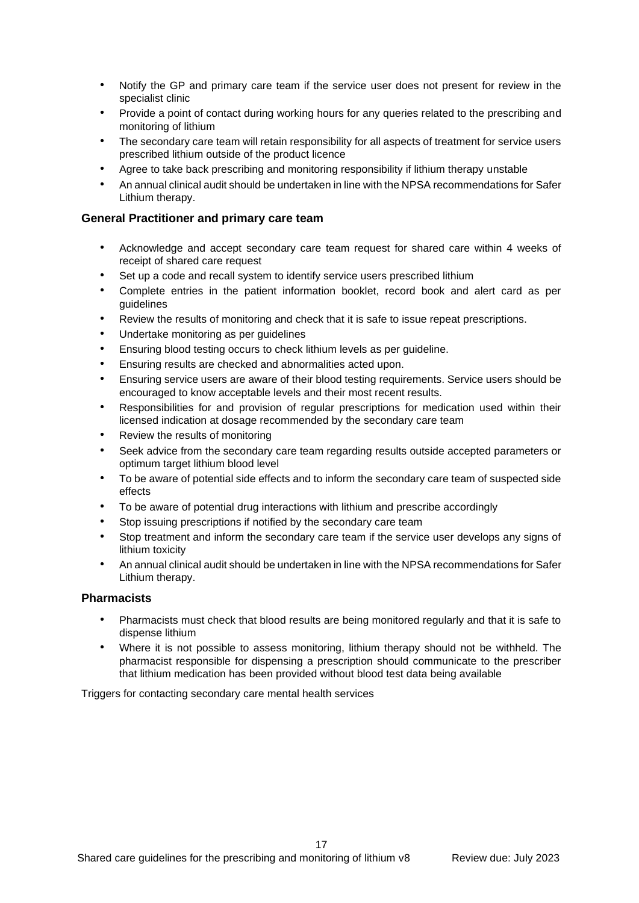- Notify the GP and primary care team if the service user does not present for review in the specialist clinic
- Provide a point of contact during working hours for any queries related to the prescribing and monitoring of lithium
- The secondary care team will retain responsibility for all aspects of treatment for service users prescribed lithium outside of the product licence
- Agree to take back prescribing and monitoring responsibility if lithium therapy unstable
- An annual clinical audit should be undertaken in line with the NPSA recommendations for Safer Lithium therapy.

### General Practitioner and primary care team

- Acknowledge and accept secondary care team request for shared care within 4 weeks of receipt of shared care request
- Set up a code and recall system to identify service users prescribed lithium
- Complete entries in the patient information booklet, record book and alert card as per guidelines
- Review the results of monitoring and check that it is safe to issue repeat prescriptions.
- Undertake monitoring as per guidelines
- Ensuring blood testing occurs to check lithium levels as per guideline.
- Ensuring results are checked and abnormalities acted upon.
- Ensuring service users are aware of their blood testing requirements. Service users should be encouraged to know acceptable levels and their most recent results.
- Responsibilities for and provision of regular prescriptions for medication used within their licensed indication at dosage recommended by the secondary care team
- Review the results of monitoring
- Seek advice from the secondary care team regarding results outside accepted parameters or optimum target lithium blood level
- To be aware of potential side effects and to inform the secondary care team of suspected side effects
- To be aware of potential drug interactions with lithium and prescribe accordingly
- Stop issuing prescriptions if notified by the secondary care team
- Stop treatment and inform the secondary care team if the service user develops any signs of lithium toxicity
- An annual clinical audit should be undertaken in line with the NPSA recommendations for Safer Lithium therapy.

### Pharmacists

- Pharmacists must check that blood results are being monitored regularly and that it is safe to dispense lithium
- Where it is not possible to assess monitoring, lithium therapy should not be withheld. The pharmacist responsible for dispensing a prescription should communicate to the prescriber that lithium medication has been provided without blood test data being available

Triggers for contacting secondary care mental health services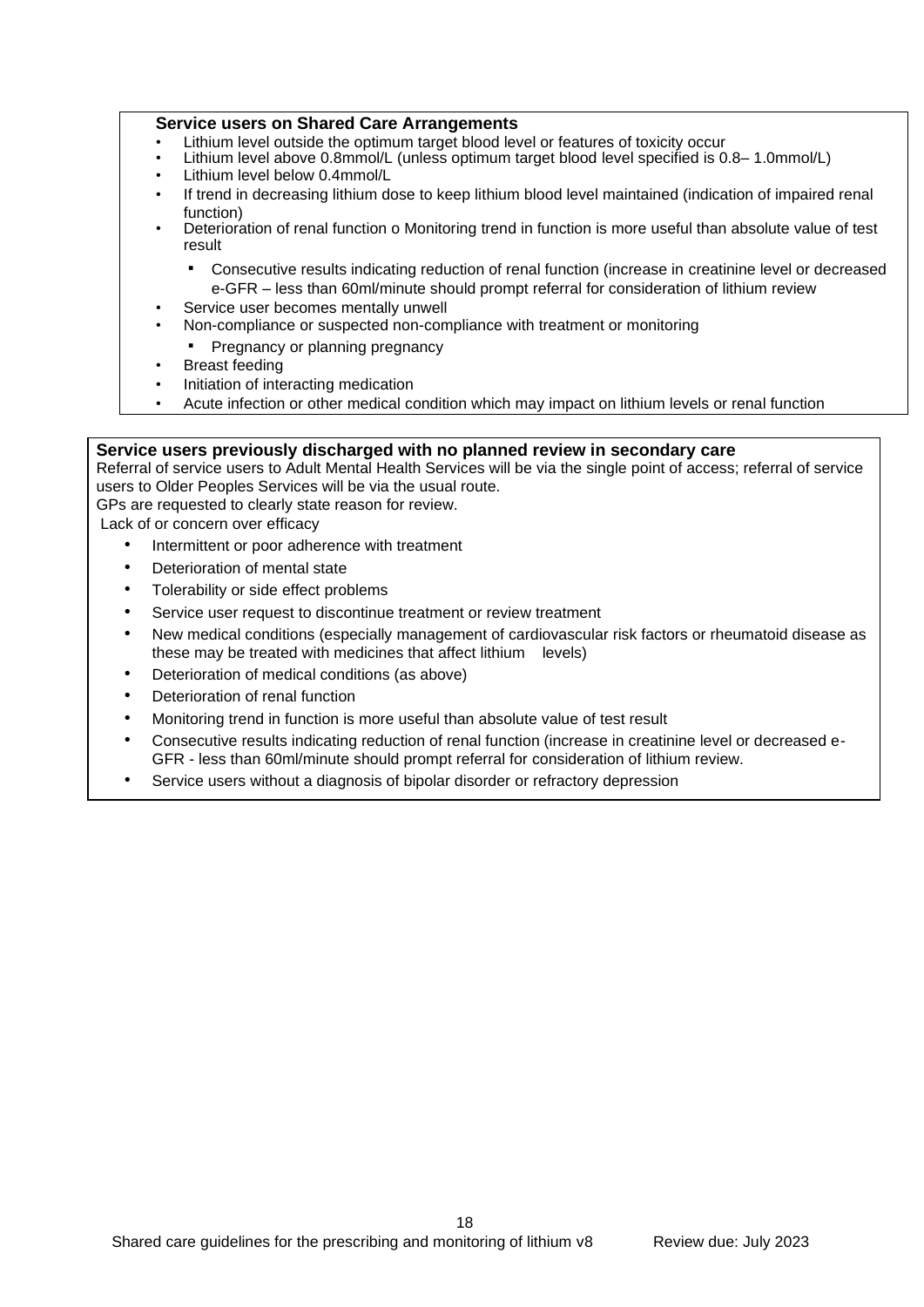**Service users on Shared Care Arrangements**

- Lithium level outside the optimum target blood level or features of toxicity occur
- Lithium level above 0.8mmol/L (unless optimum target blood level specified is 0.8– 1.0mmol/L)
- Lithium level below 0.4mmol/L
- If trend in decreasing lithium dose to keep lithium blood level maintained (indication of impaired renal function)
- Deterioration of renal function o Monitoring trend in function is more useful than absolute value of test result
  - Consecutive results indicating reduction of renal function (increase in creatinine level or decreased e-GFR – less than 60ml/minute should prompt referral for consideration of lithium review
- Service user becomes mentally unwell
- Non-compliance or suspected non-compliance with treatment or monitoring
  - Pregnancy or planning pregnancy
- Breast feeding
- Initiation of interacting medication
- Acute infection or other medical condition which may impact on lithium levels or renal function

**Service users previously discharged with no planned review in secondary care**

Referral of service users to Adult Mental Health Services will be via the single point of access; referral of service users to Older Peoples Services will be via the usual route.

GPs are requested to clearly state reason for review.

Lack of or concern over efficacy

- Intermittent or poor adherence with treatment
- Deterioration of mental state
- Tolerability or side effect problems
- Service user request to discontinue treatment or review treatment
- New medical conditions (especially management of cardiovascular risk factors or rheumatoid disease as these may be treated with medicines that affect lithium levels)
- Deterioration of medical conditions (as above)
- Deterioration of renal function
- Monitoring trend in function is more useful than absolute value of test result
- Consecutive results indicating reduction of renal function (increase in creatinine level or decreased e-GFR - less than 60ml/minute should prompt referral for consideration of lithium review.
- Service users without a diagnosis of bipolar disorder or refractory depression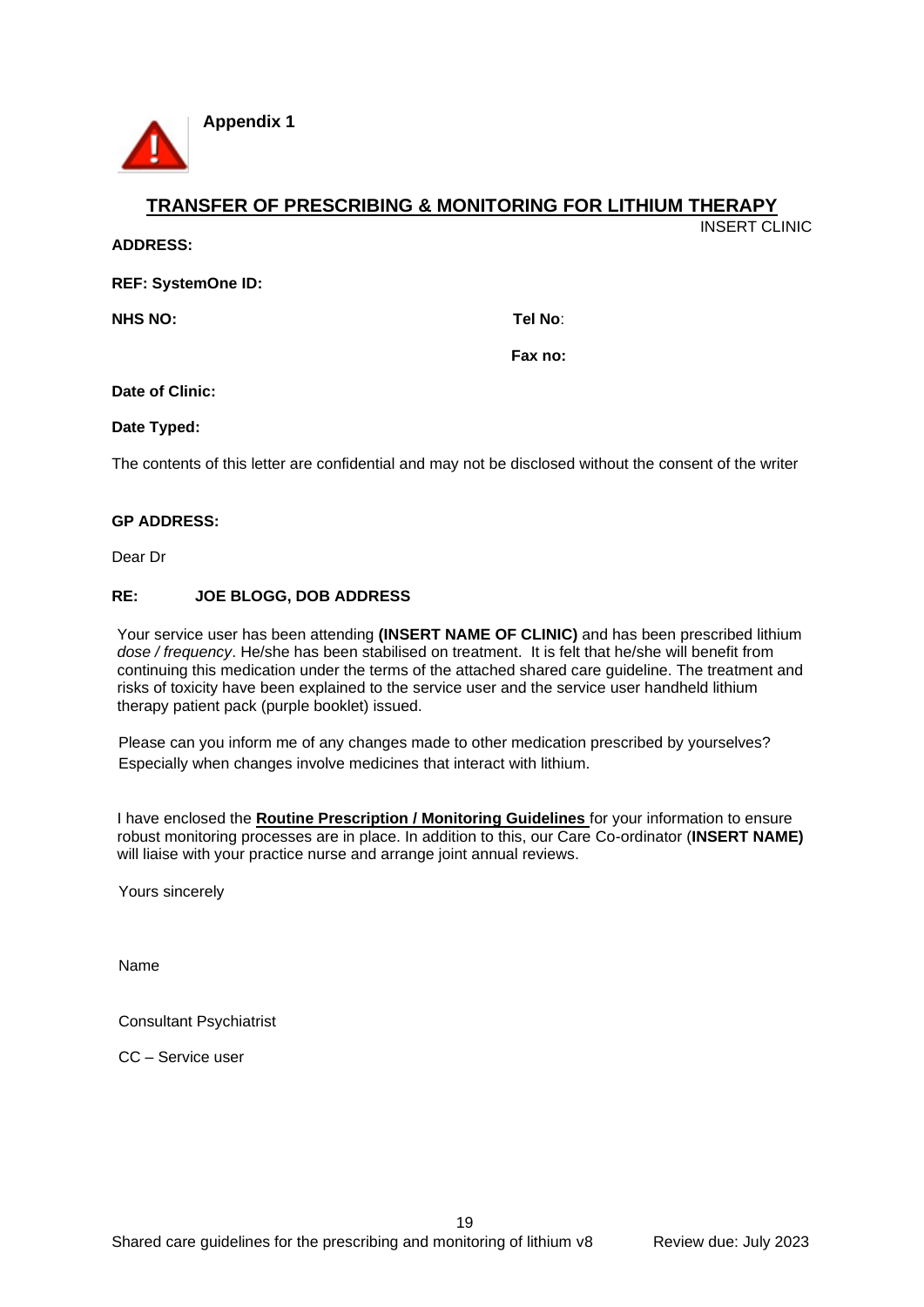**Appendix 1**

## TRANSFER OF PRESCRIBING & MONITORING FOR LITHIUM THERAPY

INSERT CLINIC

**ADDRESS:**

**REF: SystemOne ID:**

**NHS NO:**

**Tel No**:

**Fax no:**

**Date of Clinic:**

**Date Typed:**

The contents of this letter are confidential and may not be disclosed without the consent of the writer

**GP ADDRESS:**

Dear Dr

**RE: JOE BLOGG, DOB ADDRESS**

Your service user has been attending **(INSERT NAME OF CLINIC)** and has been prescribed lithium *dose / frequency*. He/she has been stabilised on treatment. It is felt that he/she will benefit from continuing this medication under the terms of the attached shared care guideline. The treatment and risks of toxicity have been explained to the service user and the service user handheld lithium therapy patient pack (purple booklet) issued.

Please can you inform me of any changes made to other medication prescribed by yourselves? Especially when changes involve medicines that interact with lithium.

I have enclosed the **Routine Prescription / Monitoring Guidelines** for your information to ensure robust monitoring processes are in place. In addition to this, our Care Co-ordinator (**INSERT NAME)** will liaise with your practice nurse and arrange joint annual reviews.

Yours sincerely

Name

Consultant Psychiatrist

CC – Service user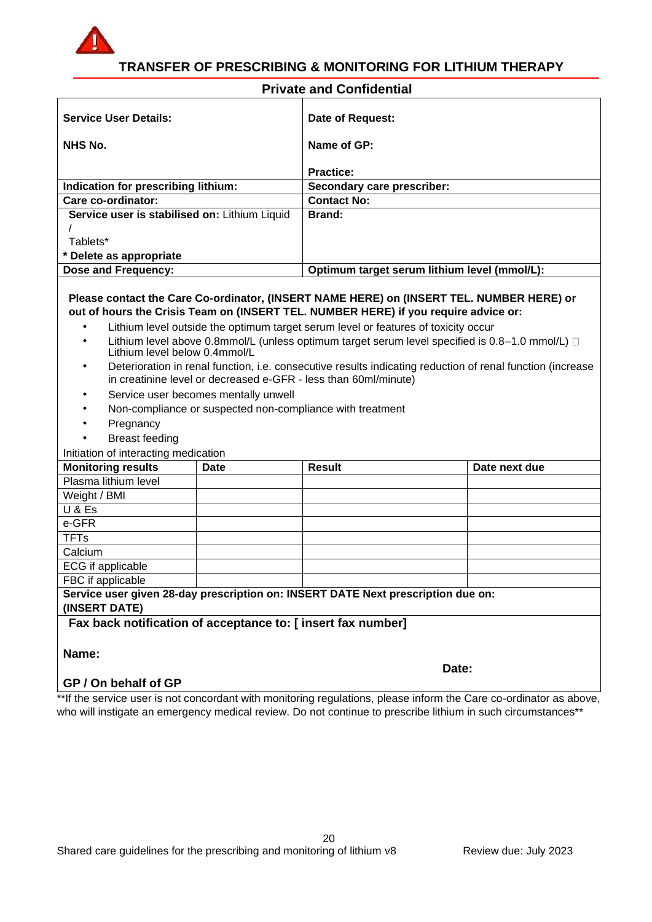# TRANSFER OF PRESCRIBING & MONITORING FOR LITHIUM THERAPY

## Private and Confidential

| | |
|---|---|
| **Service User Details:**<br><br>**NHS No.** | **Date of Request:**<br><br>**Name of GP:**<br><br>**Practice:** |
| **Indication for prescribing lithium:** | **Secondary care prescriber:** |
| **Care co-ordinator:** | **Contact No:** |
| **Service user is stabilised on:** Lithium Liquid / Tablets*<br>**\* Delete as appropriate** | **Brand:** |
| **Dose and Frequency:** | **Optimum target serum lithium level (mmol/L):** |

**Please contact the Care Co-ordinator, (INSERT NAME HERE) on (INSERT TEL. NUMBER HERE) or out of hours the Crisis Team on (INSERT TEL. NUMBER HERE) if you require advice or:**

- Lithium level outside the optimum target serum level or features of toxicity occur
- Lithium level above 0.8mmol/L (unless optimum target serum level specified is 0.8–1.0 mmol/L) □ Lithium level below 0.4mmol/L
- Deterioration in renal function, i.e. consecutive results indicating reduction of renal function (increase in creatinine level or decreased e-GFR - less than 60ml/minute)
- Service user becomes mentally unwell
- Non-compliance or suspected non-compliance with treatment
- Pregnancy
- Breast feeding

Initiation of interacting medication

| **Monitoring results** | **Date** | **Result** | **Date next due** |
|---|---|---|---|
| Plasma lithium level | | | |
| Weight / BMI | | | |
| U & Es | | | |
| e-GFR | | | |
| TFTs | | | |
| Calcium | | | |
| ECG if applicable | | | |
| FBC if applicable | | | |

**Service user given 28-day prescription on: INSERT DATE Next prescription due on: (INSERT DATE)**

**Fax back notification of acceptance to: [ insert fax number]**

**Name:**

**Date:**

**GP / On behalf of GP**

**If the service user is not concordant with monitoring regulations, please inform the Care co-ordinator as above, who will instigate an emergency medical review. Do not continue to prescribe lithium in such circumstances**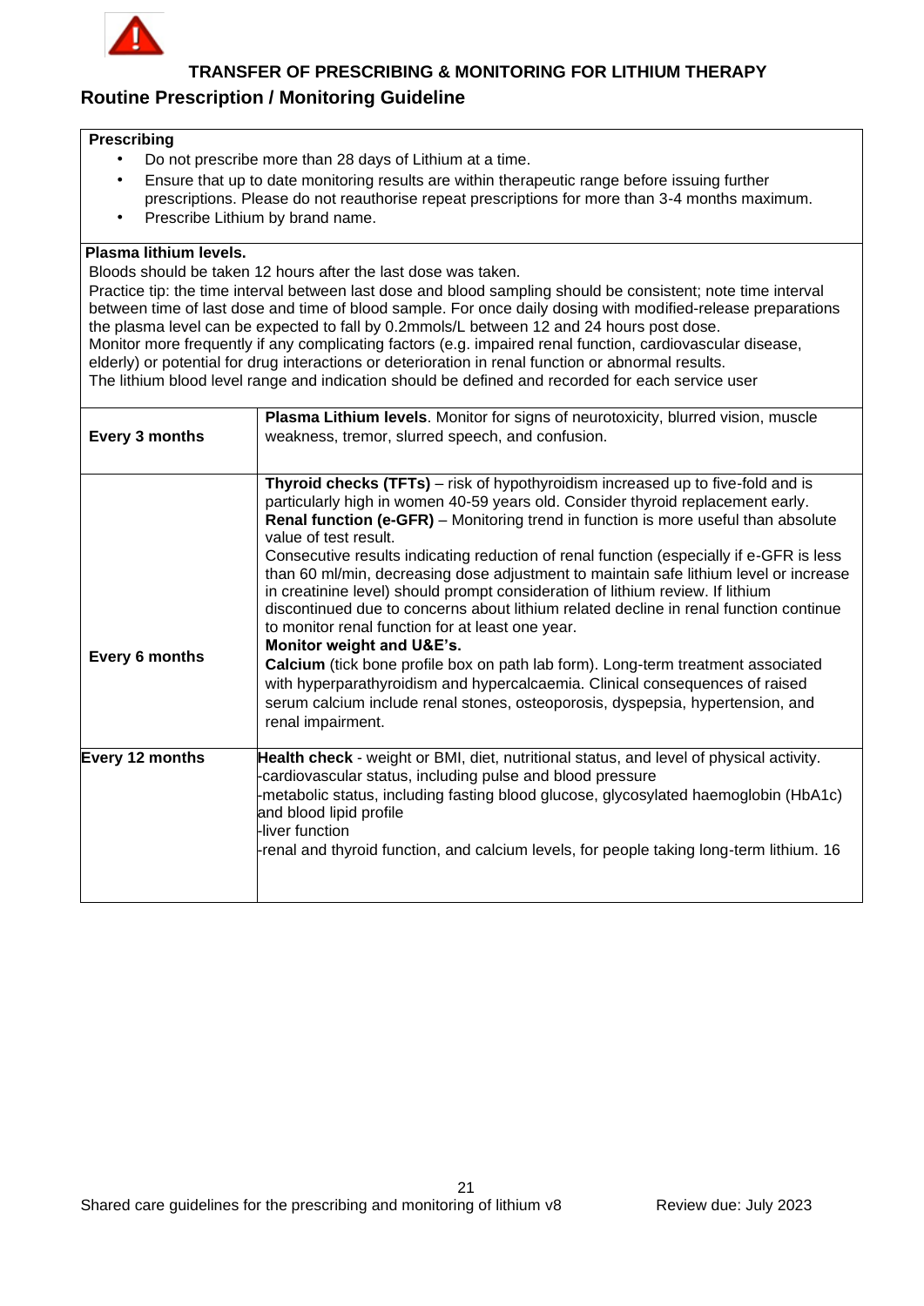**TRANSFER OF PRESCRIBING & MONITORING FOR LITHIUM THERAPY**

## Routine Prescription / Monitoring Guideline

**Prescribing**

- Do not prescribe more than 28 days of Lithium at a time.
- Ensure that up to date monitoring results are within therapeutic range before issuing further prescriptions. Please do not reauthorise repeat prescriptions for more than 3-4 months maximum.
- Prescribe Lithium by brand name.

**Plasma lithium levels.**

Bloods should be taken 12 hours after the last dose was taken.

Practice tip: the time interval between last dose and blood sampling should be consistent; note time interval between time of last dose and time of blood sample. For once daily dosing with modified-release preparations the plasma level can be expected to fall by 0.2mmols/L between 12 and 24 hours post dose.

Monitor more frequently if any complicating factors (e.g. impaired renal function, cardiovascular disease, elderly) or potential for drug interactions or deterioration in renal function or abnormal results.

The lithium blood level range and indication should be defined and recorded for each service user

| | |
|---|---|
| **Every 3 months** | **Plasma Lithium levels**. Monitor for signs of neurotoxicity, blurred vision, muscle weakness, tremor, slurred speech, and confusion. |
| **Every 6 months** | **Thyroid checks (TFTs)** – risk of hypothyroidism increased up to five-fold and is particularly high in women 40-59 years old. Consider thyroid replacement early.<br>**Renal function (e-GFR)** – Monitoring trend in function is more useful than absolute value of test result.<br>Consecutive results indicating reduction of renal function (especially if e-GFR is less than 60 ml/min, decreasing dose adjustment to maintain safe lithium level or increase in creatinine level) should prompt consideration of lithium review. If lithium discontinued due to concerns about lithium related decline in renal function continue to monitor renal function for at least one year.<br>**Monitor weight and U&E's.**<br>**Calcium** (tick bone profile box on path lab form). Long-term treatment associated with hyperparathyroidism and hypercalcaemia. Clinical consequences of raised serum calcium include renal stones, osteoporosis, dyspepsia, hypertension, and renal impairment. |
| **Every 12 months** | **Health check** - weight or BMI, diet, nutritional status, and level of physical activity.<br>-cardiovascular status, including pulse and blood pressure<br>-metabolic status, including fasting blood glucose, glycosylated haemoglobin (HbA1c) and blood lipid profile<br>-liver function<br>-renal and thyroid function, and calcium levels, for people taking long-term lithium. 16 |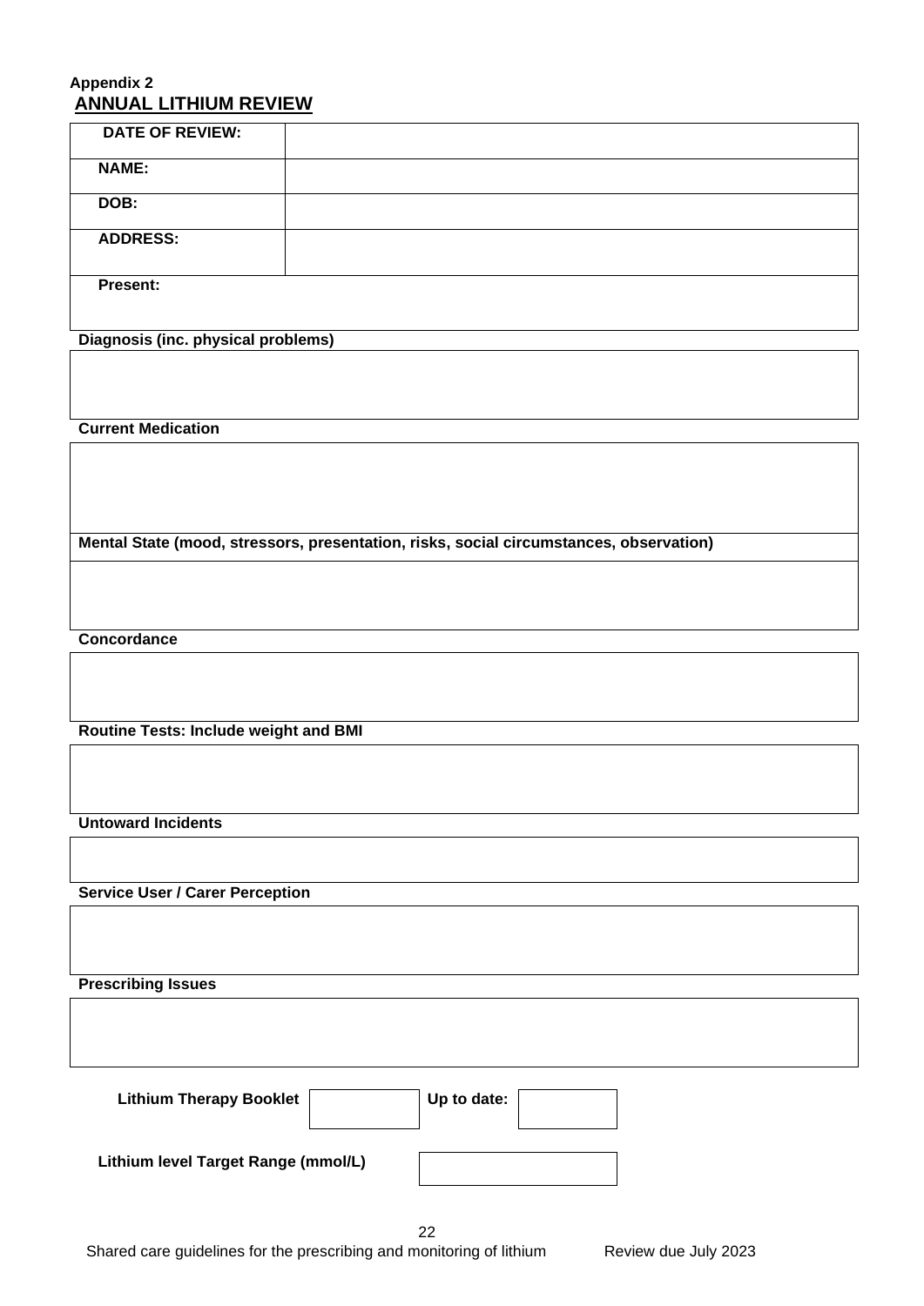**Appendix 2**

## ANNUAL LITHIUM REVIEW

| | |
|---|---|
| **DATE OF REVIEW:** | |
| **NAME:** | |
| **DOB:** | |
| **ADDRESS:** | |
| **Present:** | |

**Diagnosis (inc. physical problems)**

**Current Medication**

**Mental State (mood, stressors, presentation, risks, social circumstances, observation)**

**Concordance**

**Routine Tests: Include weight and BMI**

**Untoward Incidents**

**Service User / Carer Perception**

**Prescribing Issues**

| | | | |
|---|---|---|---|
| **Lithium Therapy Booklet** | | **Up to date:** | |
| **Lithium level Target Range (mmol/L)** | | | |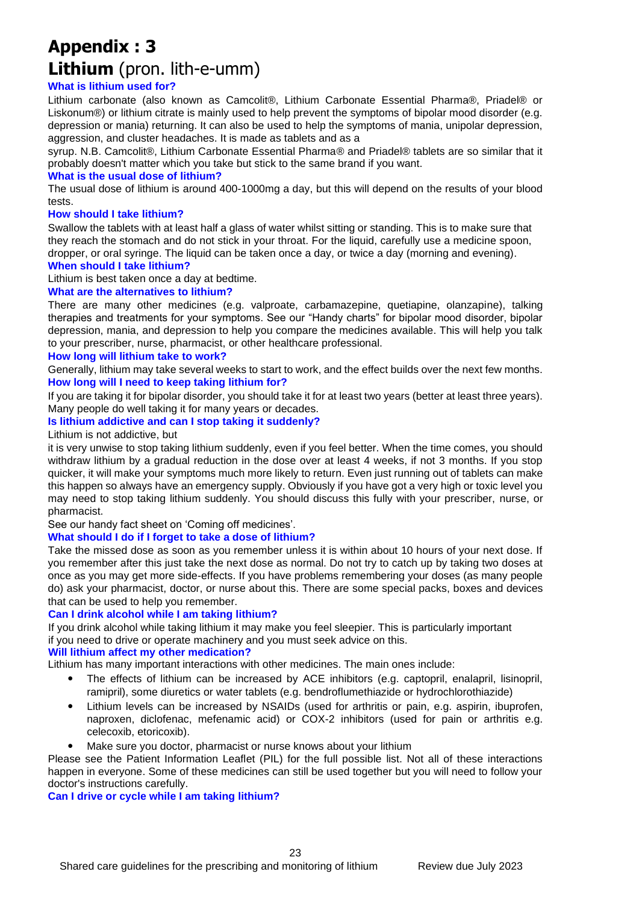# Appendix : 3

## Lithium (pron. lith-e-umm)

### What is lithium used for?

Lithium carbonate (also known as Camcolit®, Lithium Carbonate Essential Pharma®, Priadel® or Liskonum®) or lithium citrate is mainly used to help prevent the symptoms of bipolar mood disorder (e.g. depression or mania) returning. It can also be used to help the symptoms of mania, unipolar depression, aggression, and cluster headaches. It is made as tablets and as a syrup. N.B. Camcolit®, Lithium Carbonate Essential Pharma® and Priadel® tablets are so similar that it probably doesn't matter which you take but stick to the same brand if you want.

### What is the usual dose of lithium?

The usual dose of lithium is around 400-1000mg a day, but this will depend on the results of your blood tests.

### How should I take lithium?

Swallow the tablets with at least half a glass of water whilst sitting or standing. This is to make sure that they reach the stomach and do not stick in your throat. For the liquid, carefully use a medicine spoon, dropper, or oral syringe. The liquid can be taken once a day, or twice a day (morning and evening).

### When should I take lithium?

Lithium is best taken once a day at bedtime.

### What are the alternatives to lithium?

There are many other medicines (e.g. valproate, carbamazepine, quetiapine, olanzapine), talking therapies and treatments for your symptoms. See our "Handy charts" for bipolar mood disorder, bipolar depression, mania, and depression to help you compare the medicines available. This will help you talk to your prescriber, nurse, pharmacist, or other healthcare professional.

### How long will lithium take to work?

Generally, lithium may take several weeks to start to work, and the effect builds over the next few months.

### How long will I need to keep taking lithium for?

If you are taking it for bipolar disorder, you should take it for at least two years (better at least three years). Many people do well taking it for many years or decades.

### Is lithium addictive and can I stop taking it suddenly?

Lithium is not addictive, but it is very unwise to stop taking lithium suddenly, even if you feel better. When the time comes, you should withdraw lithium by a gradual reduction in the dose over at least 4 weeks, if not 3 months. If you stop quicker, it will make your symptoms much more likely to return. Even just running out of tablets can make this happen so always have an emergency supply. Obviously if you have got a very high or toxic level you may need to stop taking lithium suddenly. You should discuss this fully with your prescriber, nurse, or pharmacist.

See our handy fact sheet on 'Coming off medicines'.

### What should I do if I forget to take a dose of lithium?

Take the missed dose as soon as you remember unless it is within about 10 hours of your next dose. If you remember after this just take the next dose as normal. Do not try to catch up by taking two doses at once as you may get more side-effects. If you have problems remembering your doses (as many people do) ask your pharmacist, doctor, or nurse about this. There are some special packs, boxes and devices that can be used to help you remember.

### Can I drink alcohol while I am taking lithium?

If you drink alcohol while taking lithium it may make you feel sleepier. This is particularly important if you need to drive or operate machinery and you must seek advice on this.

### Will lithium affect my other medication?

Lithium has many important interactions with other medicines. The main ones include:

- The effects of lithium can be increased by ACE inhibitors (e.g. captopril, enalapril, lisinopril, ramipril), some diuretics or water tablets (e.g. bendroflumethiazide or hydrochlorothiazide)
- Lithium levels can be increased by NSAIDs (used for arthritis or pain, e.g. aspirin, ibuprofen, naproxen, diclofenac, mefenamic acid) or COX-2 inhibitors (used for pain or arthritis e.g. celecoxib, etoricoxib).
- Make sure you doctor, pharmacist or nurse knows about your lithium

Please see the Patient Information Leaflet (PIL) for the full possible list. Not all of these interactions happen in everyone. Some of these medicines can still be used together but you will need to follow your doctor's instructions carefully.

### Can I drive or cycle while I am taking lithium?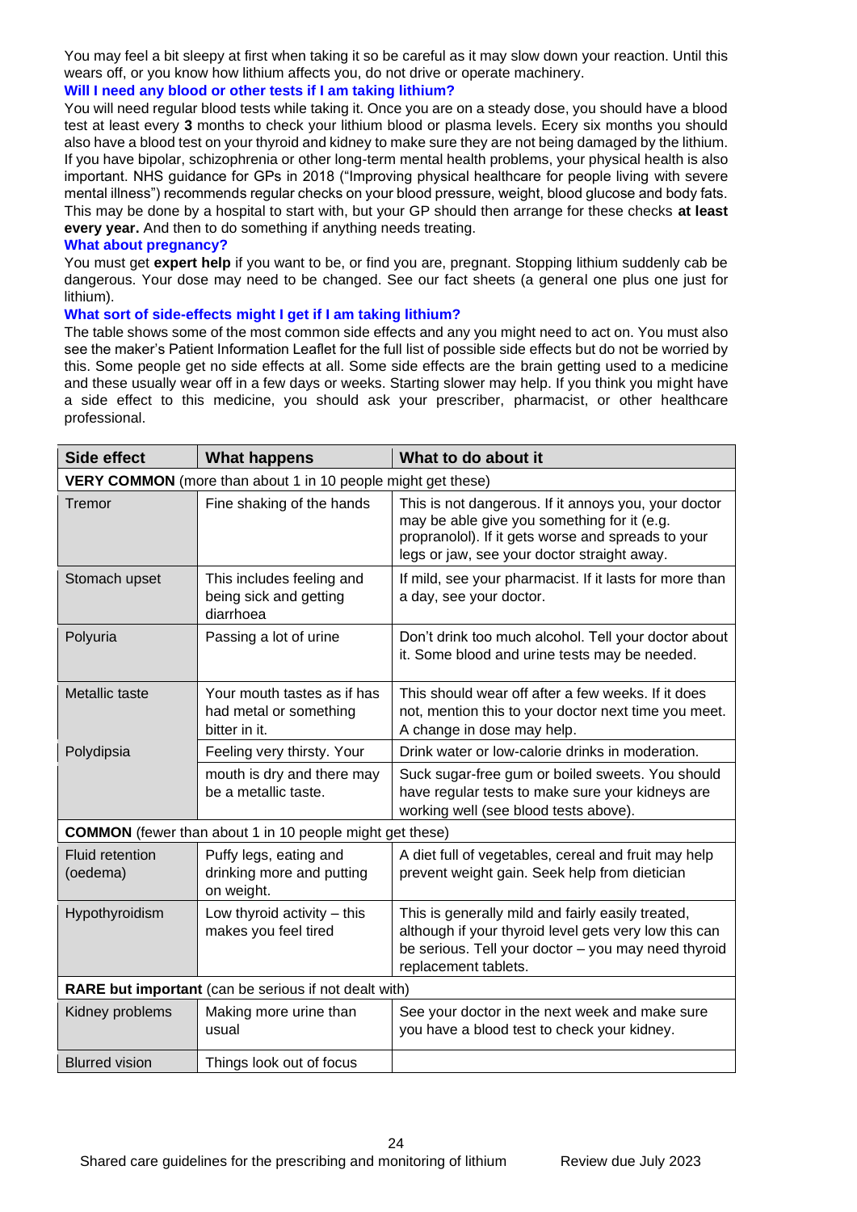You may feel a bit sleepy at first when taking it so be careful as it may slow down your reaction. Until this wears off, or you know how lithium affects you, do not drive or operate machinery.

### Will I need any blood or other tests if I am taking lithium?

You will need regular blood tests while taking it. Once you are on a steady dose, you should have a blood test at least every **3** months to check your lithium blood or plasma levels. Ecery six months you should also have a blood test on your thyroid and kidney to make sure they are not being damaged by the lithium. If you have bipolar, schizophrenia or other long-term mental health problems, your physical health is also important. NHS guidance for GPs in 2018 ("Improving physical healthcare for people living with severe mental illness") recommends regular checks on your blood pressure, weight, blood glucose and body fats. This may be done by a hospital to start with, but your GP should then arrange for these checks **at least every year.** And then to do something if anything needs treating.

### What about pregnancy?

You must get **expert help** if you want to be, or find you are, pregnant. Stopping lithium suddenly cab be dangerous. Your dose may need to be changed. See our fact sheets (a general one plus one just for lithium).

### What sort of side-effects might I get if I am taking lithium?

The table shows some of the most common side effects and any you might need to act on. You must also see the maker's Patient Information Leaflet for the full list of possible side effects but do not be worried by this. Some people get no side effects at all. Some side effects are the brain getting used to a medicine and these usually wear off in a few days or weeks. Starting slower may help. If you think you might have a side effect to this medicine, you should ask your prescriber, pharmacist, or other healthcare professional.

| Side effect | What happens | What to do about it |
|---|---|---|
| **VERY COMMON** (more than about 1 in 10 people might get these) | | |
| Tremor | Fine shaking of the hands | This is not dangerous. If it annoys you, your doctor may be able give you something for it (e.g. propranolol). If it gets worse and spreads to your legs or jaw, see your doctor straight away. |
| Stomach upset | This includes feeling and being sick and getting diarrhoea | If mild, see your pharmacist. If it lasts for more than a day, see your doctor. |
| Polyuria | Passing a lot of urine | Don't drink too much alcohol. Tell your doctor about it. Some blood and urine tests may be needed. |
| Metallic taste | Your mouth tastes as if has had metal or something bitter in it. | This should wear off after a few weeks. If it does not, mention this to your doctor next time you meet. A change in dose may help. |
| Polydipsia | Feeling very thirsty. Your mouth is dry and there may be a metallic taste. | Drink water or low-calorie drinks in moderation. Suck sugar-free gum or boiled sweets. You should have regular tests to make sure your kidneys are working well (see blood tests above). |
| **COMMON** (fewer than about 1 in 10 people might get these) | | |
| Fluid retention (oedema) | Puffy legs, eating and drinking more and putting on weight. | A diet full of vegetables, cereal and fruit may help prevent weight gain. Seek help from dietician |
| Hypothyroidism | Low thyroid activity – this makes you feel tired | This is generally mild and fairly easily treated, although if your thyroid level gets very low this can be serious. Tell your doctor – you may need thyroid replacement tablets. |
| **RARE but important** (can be serious if not dealt with) | | |
| Kidney problems | Making more urine than usual | See your doctor in the next week and make sure you have a blood test to check your kidney. |
| Blurred vision | Things look out of focus | |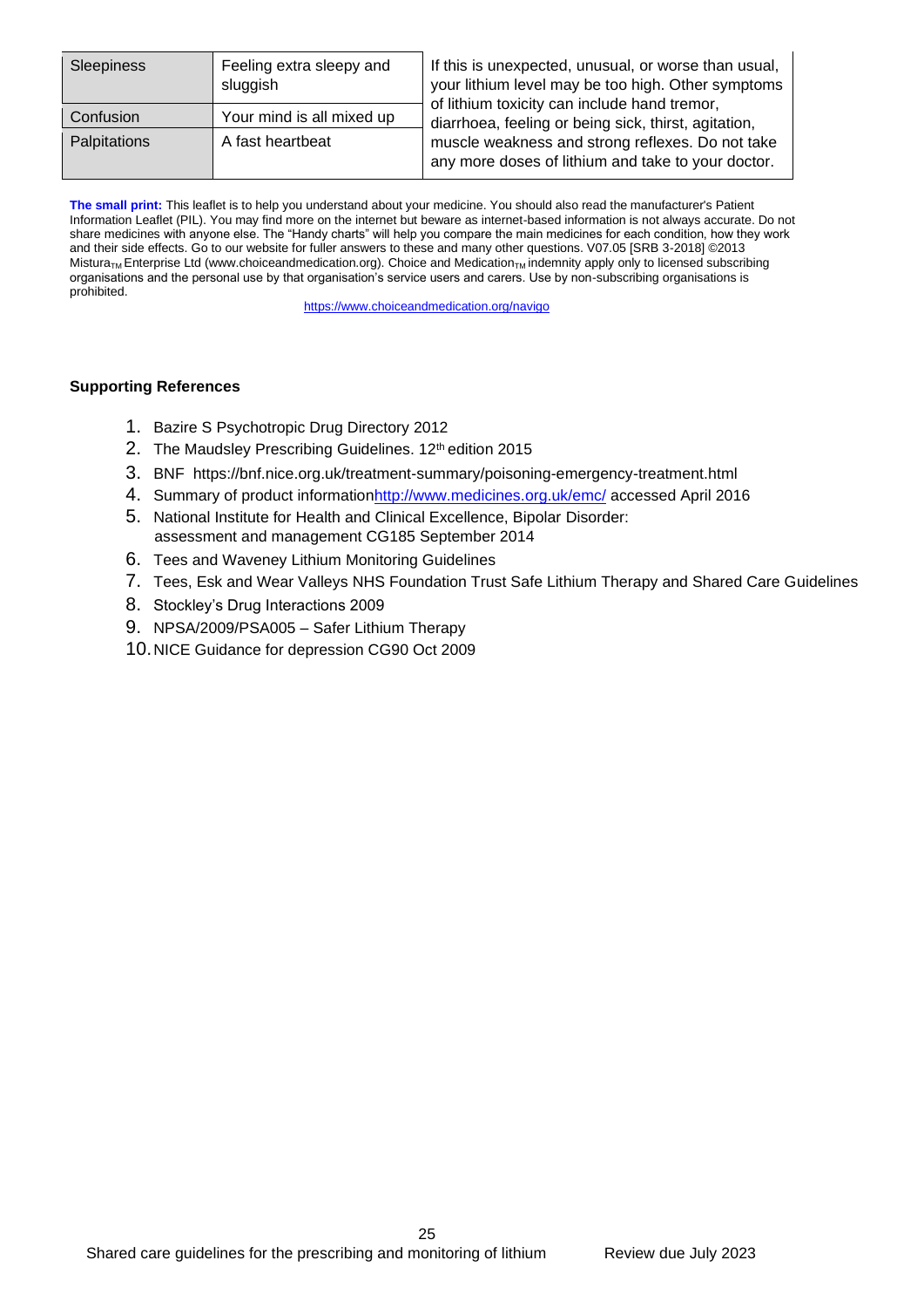| | | |
|---|---|---|
| Sleepiness | Feeling extra sleepy and sluggish | If this is unexpected, unusual, or worse than usual, your lithium level may be too high. Other symptoms of lithium toxicity can include hand tremor, diarrhoea, feeling or being sick, thirst, agitation, muscle weakness and strong reflexes. Do not take any more doses of lithium and take to your doctor. |
| Confusion | Your mind is all mixed up | |
| Palpitations | A fast heartbeat | |

**The small print:** This leaflet is to help you understand about your medicine. You should also read the manufacturer's Patient Information Leaflet (PIL). You may find more on the internet but beware as internet-based information is not always accurate. Do not share medicines with anyone else. The "Handy charts" will help you compare the main medicines for each condition, how they work and their side effects. Go to our website for fuller answers to these and many other questions. V07.05 [SRB 3-2018] ©2013 Mistura™ Enterprise Ltd (www.choiceandmedication.org). Choice and Medication™ indemnity apply only to licensed subscribing organisations and the personal use by that organisation's service users and carers. Use by non-subscribing organisations is prohibited.

https://www.choiceandmedication.org/navigo

**Supporting References**

1. Bazire S Psychotropic Drug Directory 2012
2. The Maudsley Prescribing Guidelines. 12th edition 2015
3. BNF https://bnf.nice.org.uk/treatment-summary/poisoning-emergency-treatment.html
4. Summary of product informationhttp://www.medicines.org.uk/emc/ accessed April 2016
5. National Institute for Health and Clinical Excellence, Bipolar Disorder: assessment and management CG185 September 2014
6. Tees and Waveney Lithium Monitoring Guidelines
7. Tees, Esk and Wear Valleys NHS Foundation Trust Safe Lithium Therapy and Shared Care Guidelines
8. Stockley's Drug Interactions 2009
9. NPSA/2009/PSA005 – Safer Lithium Therapy
10. NICE Guidance for depression CG90 Oct 2009